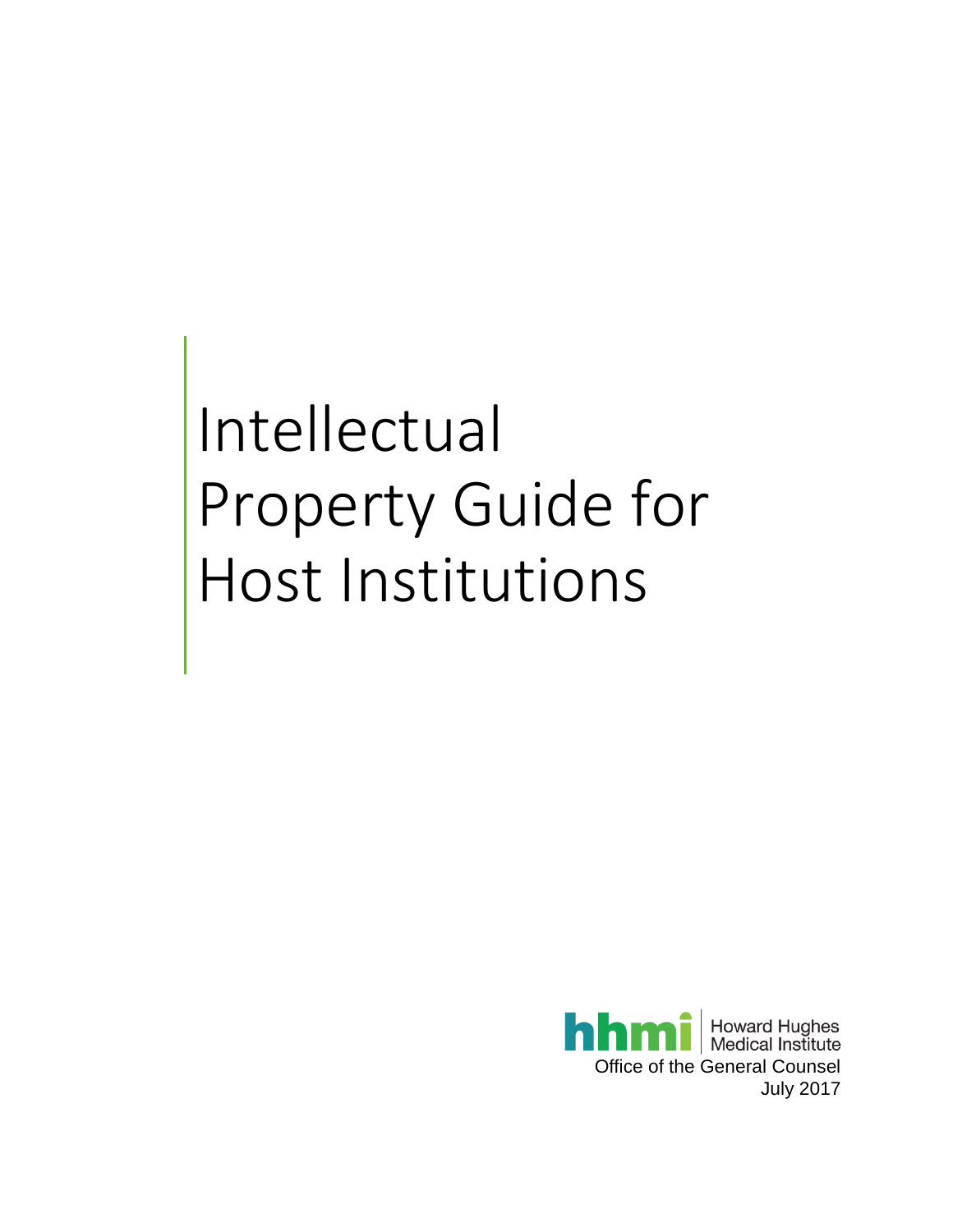# Intellectual Property Guide for Host Institutions

hhmi | Howard Hughes Medical Institute

Office of the General Counsel

July 2017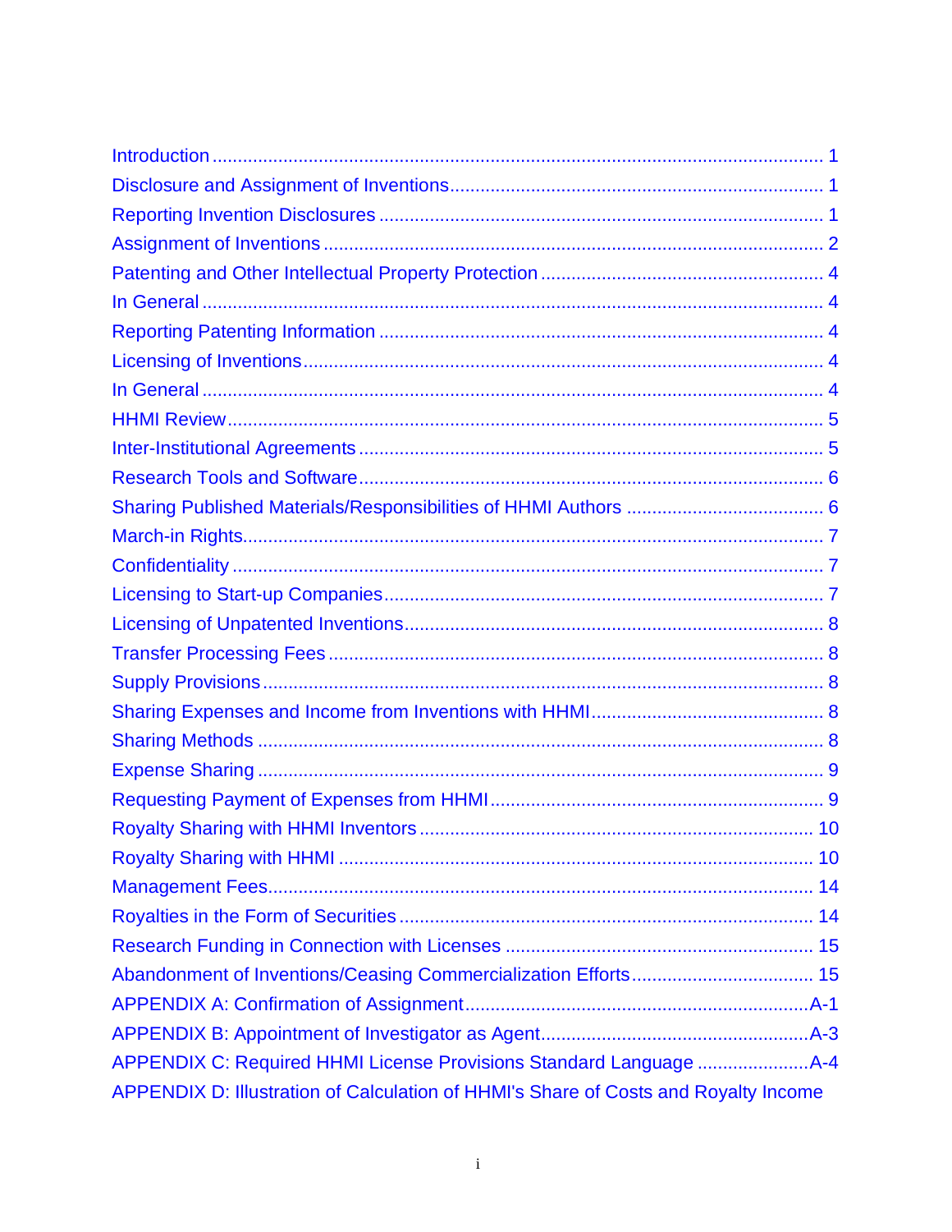Introduction ........................................................................................................ 1
Disclosure and Assignment of Inventions........................................................................ 1
Reporting Invention Disclosures ........................................................................................ 1
Assignment of Inventions .................................................................................................. 2
Patenting and Other Intellectual Property Protection ....................................................... 4
In General .......................................................................................................................... 4
Reporting Patenting Information ....................................................................................... 4
Licensing of Inventions...................................................................................................... 4
In General .......................................................................................................................... 4
HHMI Review..................................................................................................................... 5
Inter-Institutional Agreements ........................................................................................... 5
Research Tools and Software............................................................................................ 6
Sharing Published Materials/Responsibilities of HHMI Authors ....................................... 6
March-in Rights.................................................................................................................. 7
Confidentiality .................................................................................................................... 7
Licensing to Start-up Companies....................................................................................... 7
Licensing of Unpatented Inventions................................................................................... 8
Transfer Processing Fees ................................................................................................. 8
Supply Provisions .............................................................................................................. 8
Sharing Expenses and Income from Inventions with HHMI............................................... 8
Sharing Methods ............................................................................................................... 8
Expense Sharing ............................................................................................................... 9
Requesting Payment of Expenses from HHMI.................................................................. 9
Royalty Sharing with HHMI Inventors .............................................................................. 10
Royalty Sharing with HHMI ............................................................................................. 10
Management Fees........................................................................................................... 14
Royalties in the Form of Securities .................................................................................. 14
Research Funding in Connection with Licenses ............................................................. 15
Abandonment of Inventions/Ceasing Commercialization Efforts..................................... 15
APPENDIX A: Confirmation of Assignment....................................................................A-1
APPENDIX B: Appointment of Investigator as Agent.......................................................A-3
APPENDIX C: Required HHMI License Provisions Standard Language .......................A-4
APPENDIX D: Illustration of Calculation of HHMI's Share of Costs and Royalty Income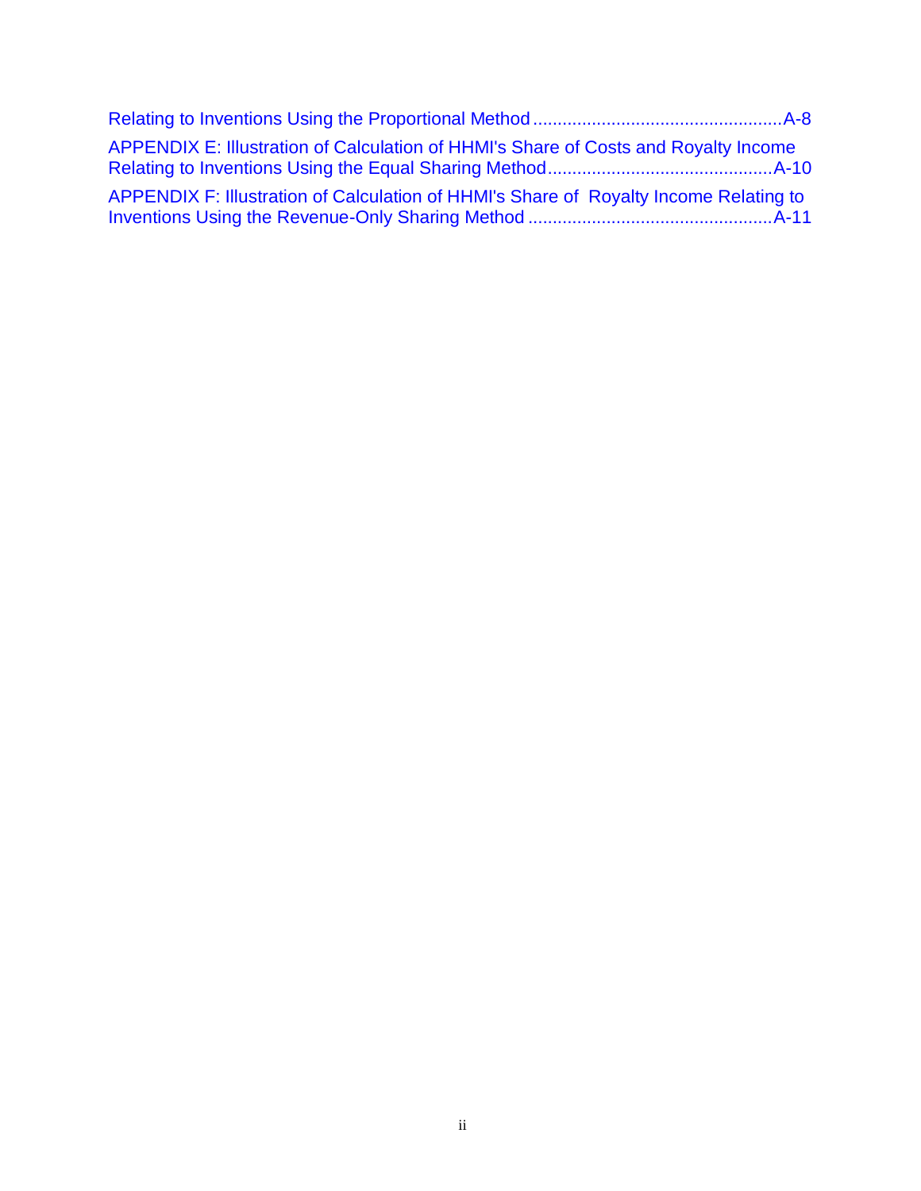Relating to Inventions Using the Proportional Method ..................................................A-8

APPENDIX E: Illustration of Calculation of HHMI's Share of Costs and Royalty Income Relating to Inventions Using the Equal Sharing Method.............................................A-10

APPENDIX F: Illustration of Calculation of HHMI's Share of Royalty Income Relating to Inventions Using the Revenue-Only Sharing Method .................................................A-11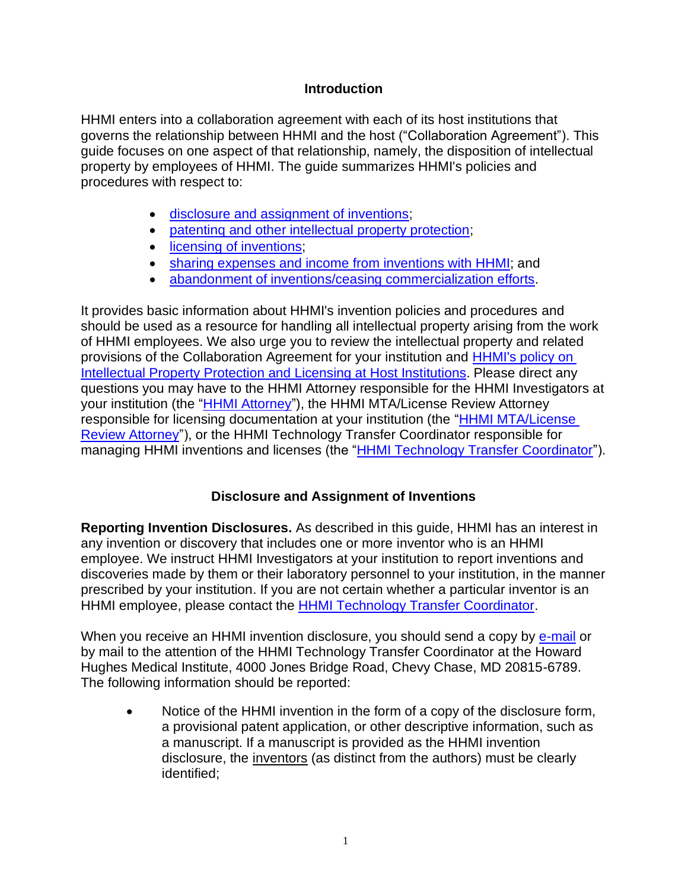## Introduction

HHMI enters into a collaboration agreement with each of its host institutions that governs the relationship between HHMI and the host ("Collaboration Agreement"). This guide focuses on one aspect of that relationship, namely, the disposition of intellectual property by employees of HHMI. The guide summarizes HHMI's policies and procedures with respect to:

- disclosure and assignment of inventions;
- patenting and other intellectual property protection;
- licensing of inventions;
- sharing expenses and income from inventions with HHMI; and
- abandonment of inventions/ceasing commercialization efforts.

It provides basic information about HHMI's invention policies and procedures and should be used as a resource for handling all intellectual property arising from the work of HHMI employees. We also urge you to review the intellectual property and related provisions of the Collaboration Agreement for your institution and HHMI's policy on Intellectual Property Protection and Licensing at Host Institutions. Please direct any questions you may have to the HHMI Attorney responsible for the HHMI Investigators at your institution (the "HHMI Attorney"), the HHMI MTA/License Review Attorney responsible for licensing documentation at your institution (the "HHMI MTA/License Review Attorney"), or the HHMI Technology Transfer Coordinator responsible for managing HHMI inventions and licenses (the "HHMI Technology Transfer Coordinator").

## Disclosure and Assignment of Inventions

**Reporting Invention Disclosures.** As described in this guide, HHMI has an interest in any invention or discovery that includes one or more inventor who is an HHMI employee. We instruct HHMI Investigators at your institution to report inventions and discoveries made by them or their laboratory personnel to your institution, in the manner prescribed by your institution. If you are not certain whether a particular inventor is an HHMI employee, please contact the HHMI Technology Transfer Coordinator.

When you receive an HHMI invention disclosure, you should send a copy by e-mail or by mail to the attention of the HHMI Technology Transfer Coordinator at the Howard Hughes Medical Institute, 4000 Jones Bridge Road, Chevy Chase, MD 20815-6789. The following information should be reported:

- Notice of the HHMI invention in the form of a copy of the disclosure form, a provisional patent application, or other descriptive information, such as a manuscript. If a manuscript is provided as the HHMI invention disclosure, the inventors (as distinct from the authors) must be clearly identified;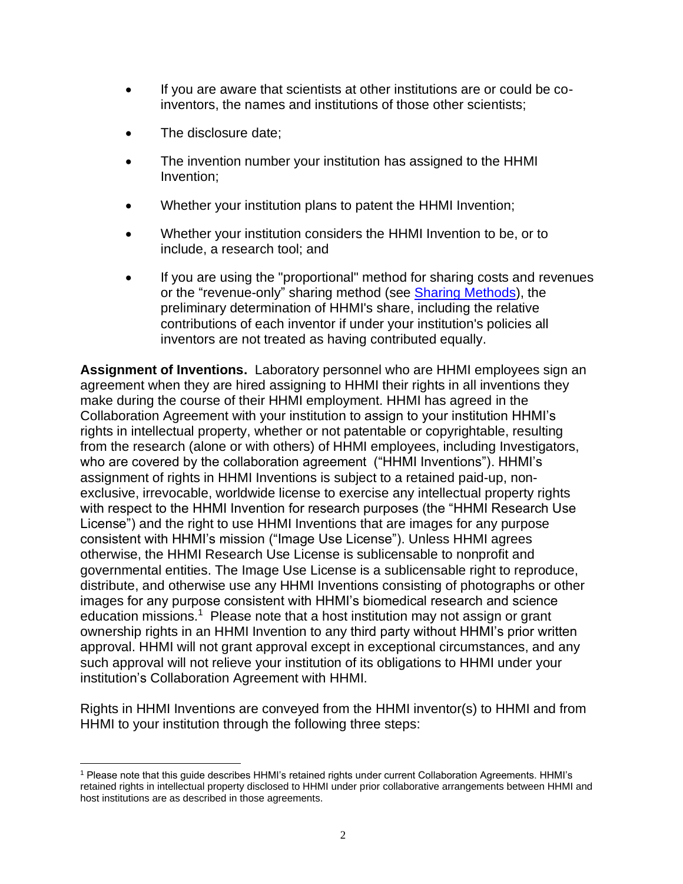- If you are aware that scientists at other institutions are or could be co-inventors, the names and institutions of those other scientists;
- The disclosure date;
- The invention number your institution has assigned to the HHMI Invention;
- Whether your institution plans to patent the HHMI Invention;
- Whether your institution considers the HHMI Invention to be, or to include, a research tool; and
- If you are using the "proportional" method for sharing costs and revenues or the "revenue-only" sharing method (see Sharing Methods), the preliminary determination of HHMI's share, including the relative contributions of each inventor if under your institution's policies all inventors are not treated as having contributed equally.

**Assignment of Inventions.** Laboratory personnel who are HHMI employees sign an agreement when they are hired assigning to HHMI their rights in all inventions they make during the course of their HHMI employment. HHMI has agreed in the Collaboration Agreement with your institution to assign to your institution HHMI's rights in intellectual property, whether or not patentable or copyrightable, resulting from the research (alone or with others) of HHMI employees, including Investigators, who are covered by the collaboration agreement ("HHMI Inventions"). HHMI's assignment of rights in HHMI Inventions is subject to a retained paid-up, non-exclusive, irrevocable, worldwide license to exercise any intellectual property rights with respect to the HHMI Invention for research purposes (the "HHMI Research Use License") and the right to use HHMI Inventions that are images for any purpose consistent with HHMI's mission ("Image Use License"). Unless HHMI agrees otherwise, the HHMI Research Use License is sublicensable to nonprofit and governmental entities. The Image Use License is a sublicensable right to reproduce, distribute, and otherwise use any HHMI Inventions consisting of photographs or other images for any purpose consistent with HHMI's biomedical research and science education missions.[1] Please note that a host institution may not assign or grant ownership rights in an HHMI Invention to any third party without HHMI's prior written approval. HHMI will not grant approval except in exceptional circumstances, and any such approval will not relieve your institution of its obligations to HHMI under your institution's Collaboration Agreement with HHMI.

Rights in HHMI Inventions are conveyed from the HHMI inventor(s) to HHMI and from HHMI to your institution through the following three steps:

[1] Please note that this guide describes HHMI's retained rights under current Collaboration Agreements. HHMI's retained rights in intellectual property disclosed to HHMI under prior collaborative arrangements between HHMI and host institutions are as described in those agreements.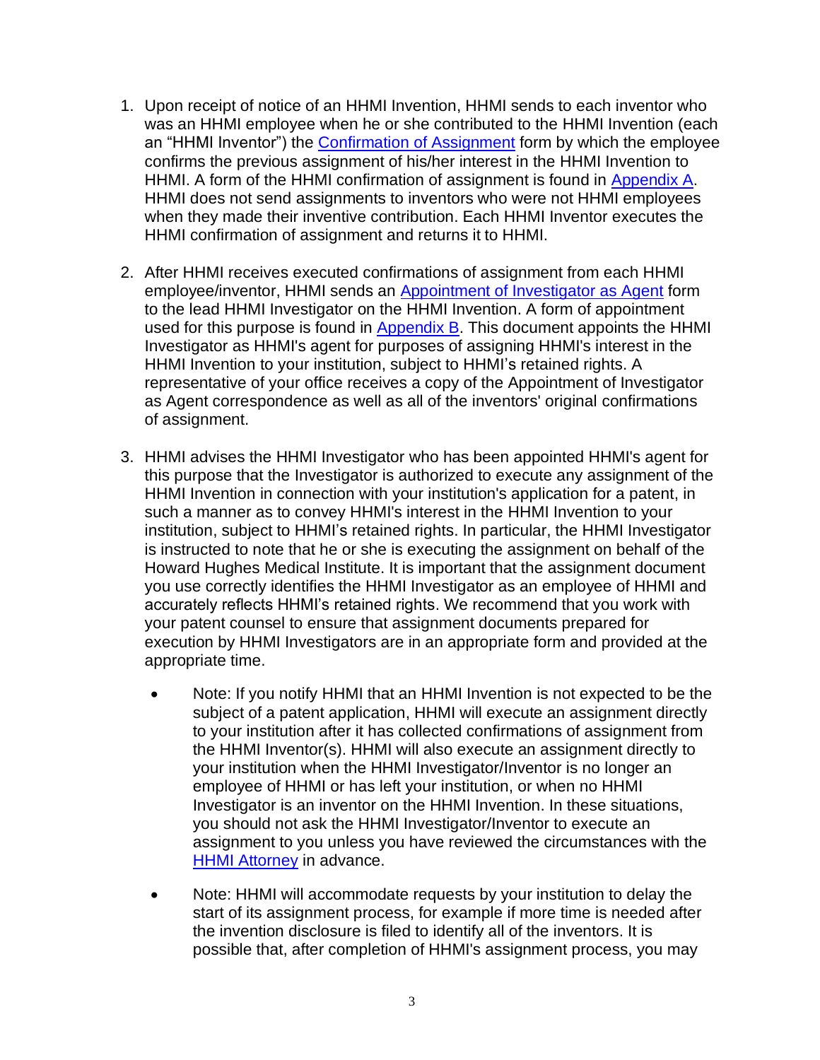1. Upon receipt of notice of an HHMI Invention, HHMI sends to each inventor who was an HHMI employee when he or she contributed to the HHMI Invention (each an "HHMI Inventor") the [Confirmation of Assignment] form by which the employee confirms the previous assignment of his/her interest in the HHMI Invention to HHMI. A form of the HHMI confirmation of assignment is found in [Appendix A]. HHMI does not send assignments to inventors who were not HHMI employees when they made their inventive contribution. Each HHMI Inventor executes the HHMI confirmation of assignment and returns it to HHMI.

2. After HHMI receives executed confirmations of assignment from each HHMI employee/inventor, HHMI sends an [Appointment of Investigator as Agent] form to the lead HHMI Investigator on the HHMI Invention. A form of appointment used for this purpose is found in [Appendix B]. This document appoints the HHMI Investigator as HHMI's agent for purposes of assigning HHMI's interest in the HHMI Invention to your institution, subject to HHMI's retained rights. A representative of your office receives a copy of the Appointment of Investigator as Agent correspondence as well as all of the inventors' original confirmations of assignment.

3. HHMI advises the HHMI Investigator who has been appointed HHMI's agent for this purpose that the Investigator is authorized to execute any assignment of the HHMI Invention in connection with your institution's application for a patent, in such a manner as to convey HHMI's interest in the HHMI Invention to your institution, subject to HHMI's retained rights. In particular, the HHMI Investigator is instructed to note that he or she is executing the assignment on behalf of the Howard Hughes Medical Institute. It is important that the assignment document you use correctly identifies the HHMI Investigator as an employee of HHMI and accurately reflects HHMI's retained rights. We recommend that you work with your patent counsel to ensure that assignment documents prepared for execution by HHMI Investigators are in an appropriate form and provided at the appropriate time.

   - Note: If you notify HHMI that an HHMI Invention is not expected to be the subject of a patent application, HHMI will execute an assignment directly to your institution after it has collected confirmations of assignment from the HHMI Inventor(s). HHMI will also execute an assignment directly to your institution when the HHMI Investigator/Inventor is no longer an employee of HHMI or has left your institution, or when no HHMI Investigator is an inventor on the HHMI Invention. In these situations, you should not ask the HHMI Investigator/Inventor to execute an assignment to you unless you have reviewed the circumstances with the [HHMI Attorney] in advance.

   - Note: HHMI will accommodate requests by your institution to delay the start of its assignment process, for example if more time is needed after the invention disclosure is filed to identify all of the inventors. It is possible that, after completion of HHMI's assignment process, you may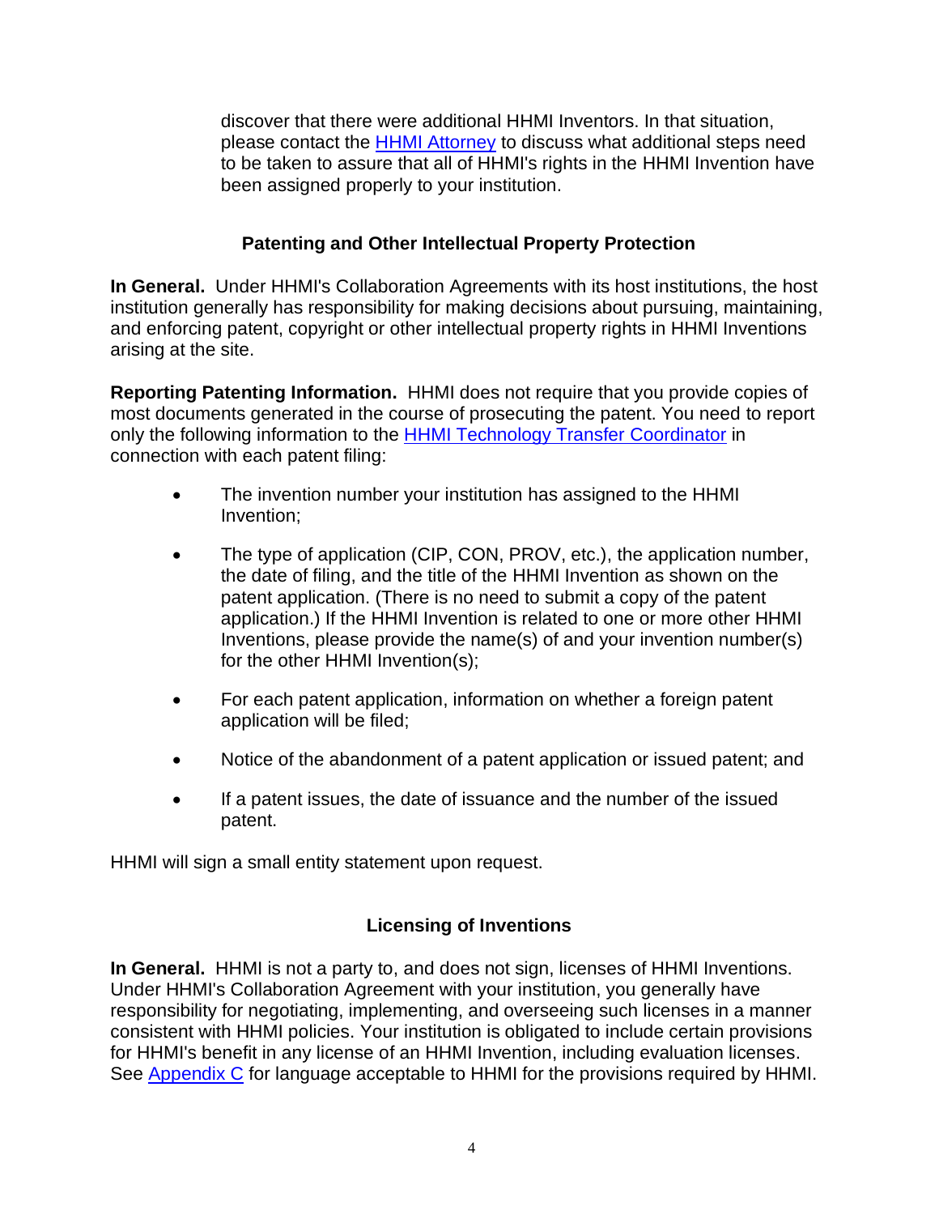discover that there were additional HHMI Inventors. In that situation, please contact the HHMI Attorney to discuss what additional steps need to be taken to assure that all of HHMI's rights in the HHMI Invention have been assigned properly to your institution.

## Patenting and Other Intellectual Property Protection

**In General.** Under HHMI's Collaboration Agreements with its host institutions, the host institution generally has responsibility for making decisions about pursuing, maintaining, and enforcing patent, copyright or other intellectual property rights in HHMI Inventions arising at the site.

**Reporting Patenting Information.** HHMI does not require that you provide copies of most documents generated in the course of prosecuting the patent. You need to report only the following information to the HHMI Technology Transfer Coordinator in connection with each patent filing:

- The invention number your institution has assigned to the HHMI Invention;
- The type of application (CIP, CON, PROV, etc.), the application number, the date of filing, and the title of the HHMI Invention as shown on the patent application. (There is no need to submit a copy of the patent application.) If the HHMI Invention is related to one or more other HHMI Inventions, please provide the name(s) of and your invention number(s) for the other HHMI Invention(s);
- For each patent application, information on whether a foreign patent application will be filed;
- Notice of the abandonment of a patent application or issued patent; and
- If a patent issues, the date of issuance and the number of the issued patent.

HHMI will sign a small entity statement upon request.

## Licensing of Inventions

**In General.** HHMI is not a party to, and does not sign, licenses of HHMI Inventions. Under HHMI's Collaboration Agreement with your institution, you generally have responsibility for negotiating, implementing, and overseeing such licenses in a manner consistent with HHMI policies. Your institution is obligated to include certain provisions for HHMI's benefit in any license of an HHMI Invention, including evaluation licenses. See Appendix C for language acceptable to HHMI for the provisions required by HHMI.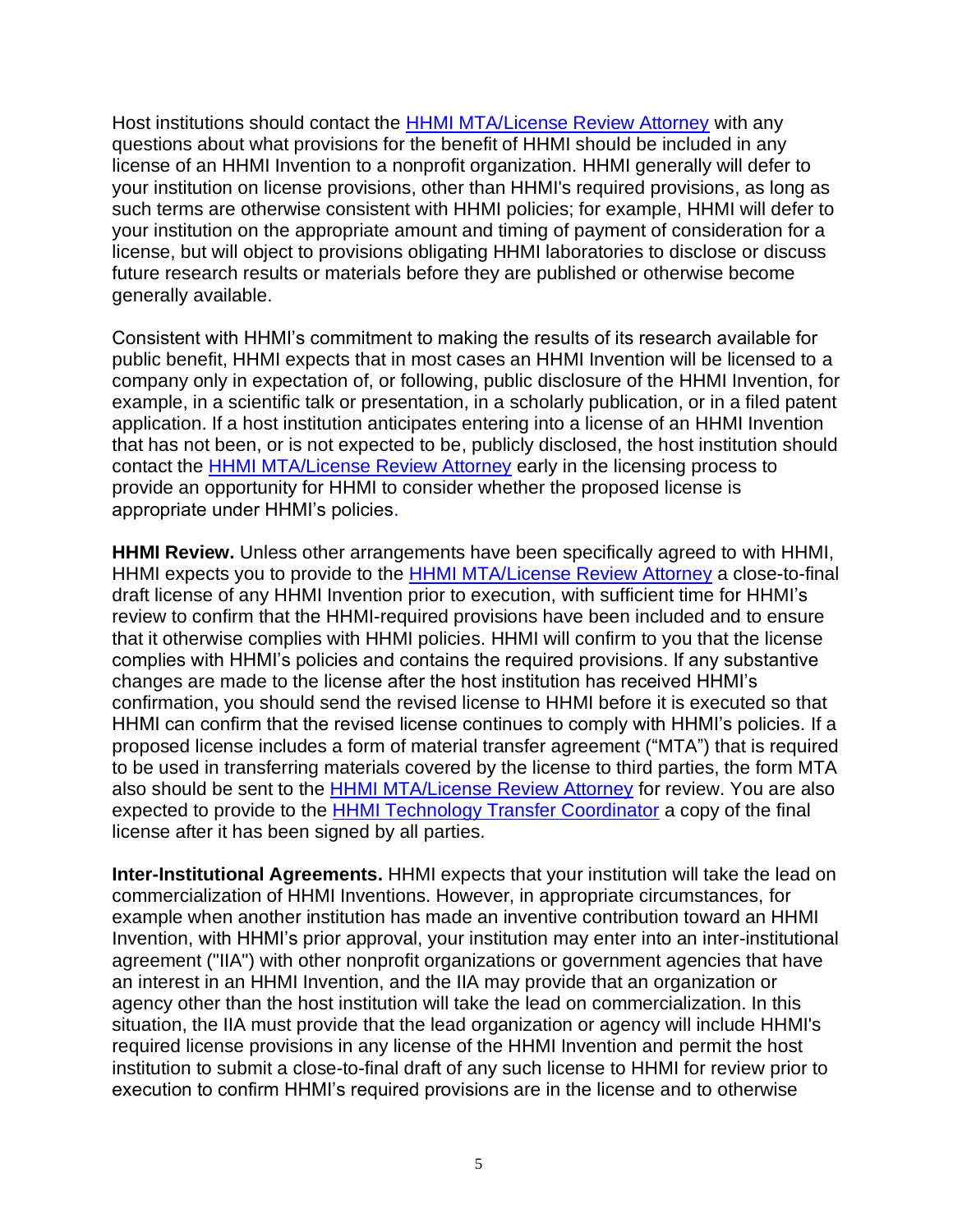Host institutions should contact the HHMI MTA/License Review Attorney with any questions about what provisions for the benefit of HHMI should be included in any license of an HHMI Invention to a nonprofit organization. HHMI generally will defer to your institution on license provisions, other than HHMI's required provisions, as long as such terms are otherwise consistent with HHMI policies; for example, HHMI will defer to your institution on the appropriate amount and timing of payment of consideration for a license, but will object to provisions obligating HHMI laboratories to disclose or discuss future research results or materials before they are published or otherwise become generally available.

Consistent with HHMI's commitment to making the results of its research available for public benefit, HHMI expects that in most cases an HHMI Invention will be licensed to a company only in expectation of, or following, public disclosure of the HHMI Invention, for example, in a scientific talk or presentation, in a scholarly publication, or in a filed patent application. If a host institution anticipates entering into a license of an HHMI Invention that has not been, or is not expected to be, publicly disclosed, the host institution should contact the HHMI MTA/License Review Attorney early in the licensing process to provide an opportunity for HHMI to consider whether the proposed license is appropriate under HHMI's policies.

**HHMI Review.** Unless other arrangements have been specifically agreed to with HHMI, HHMI expects you to provide to the HHMI MTA/License Review Attorney a close-to-final draft license of any HHMI Invention prior to execution, with sufficient time for HHMI's review to confirm that the HHMI-required provisions have been included and to ensure that it otherwise complies with HHMI policies. HHMI will confirm to you that the license complies with HHMI's policies and contains the required provisions. If any substantive changes are made to the license after the host institution has received HHMI's confirmation, you should send the revised license to HHMI before it is executed so that HHMI can confirm that the revised license continues to comply with HHMI's policies. If a proposed license includes a form of material transfer agreement ("MTA") that is required to be used in transferring materials covered by the license to third parties, the form MTA also should be sent to the HHMI MTA/License Review Attorney for review. You are also expected to provide to the HHMI Technology Transfer Coordinator a copy of the final license after it has been signed by all parties.

**Inter-Institutional Agreements.** HHMI expects that your institution will take the lead on commercialization of HHMI Inventions. However, in appropriate circumstances, for example when another institution has made an inventive contribution toward an HHMI Invention, with HHMI's prior approval, your institution may enter into an inter-institutional agreement ("IIA") with other nonprofit organizations or government agencies that have an interest in an HHMI Invention, and the IIA may provide that an organization or agency other than the host institution will take the lead on commercialization. In this situation, the IIA must provide that the lead organization or agency will include HHMI's required license provisions in any license of the HHMI Invention and permit the host institution to submit a close-to-final draft of any such license to HHMI for review prior to execution to confirm HHMI's required provisions are in the license and to otherwise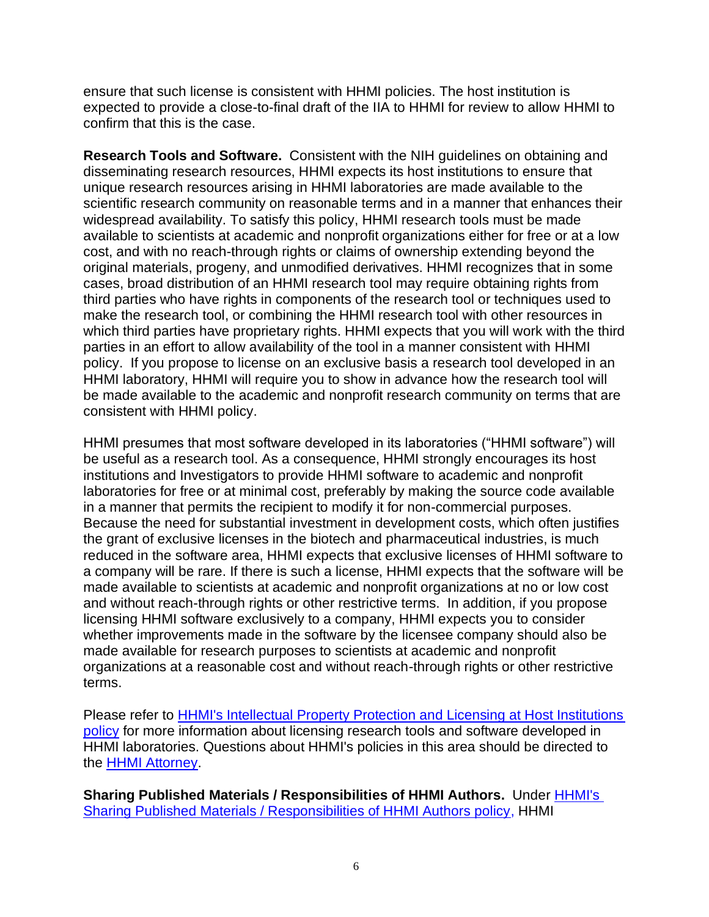ensure that such license is consistent with HHMI policies. The host institution is expected to provide a close-to-final draft of the IIA to HHMI for review to allow HHMI to confirm that this is the case.

**Research Tools and Software.** Consistent with the NIH guidelines on obtaining and disseminating research resources, HHMI expects its host institutions to ensure that unique research resources arising in HHMI laboratories are made available to the scientific research community on reasonable terms and in a manner that enhances their widespread availability. To satisfy this policy, HHMI research tools must be made available to scientists at academic and nonprofit organizations either for free or at a low cost, and with no reach-through rights or claims of ownership extending beyond the original materials, progeny, and unmodified derivatives. HHMI recognizes that in some cases, broad distribution of an HHMI research tool may require obtaining rights from third parties who have rights in components of the research tool or techniques used to make the research tool, or combining the HHMI research tool with other resources in which third parties have proprietary rights. HHMI expects that you will work with the third parties in an effort to allow availability of the tool in a manner consistent with HHMI policy. If you propose to license on an exclusive basis a research tool developed in an HHMI laboratory, HHMI will require you to show in advance how the research tool will be made available to the academic and nonprofit research community on terms that are consistent with HHMI policy.

HHMI presumes that most software developed in its laboratories ("HHMI software") will be useful as a research tool. As a consequence, HHMI strongly encourages its host institutions and Investigators to provide HHMI software to academic and nonprofit laboratories for free or at minimal cost, preferably by making the source code available in a manner that permits the recipient to modify it for non-commercial purposes. Because the need for substantial investment in development costs, which often justifies the grant of exclusive licenses in the biotech and pharmaceutical industries, is much reduced in the software area, HHMI expects that exclusive licenses of HHMI software to a company will be rare. If there is such a license, HHMI expects that the software will be made available to scientists at academic and nonprofit organizations at no or low cost and without reach-through rights or other restrictive terms. In addition, if you propose licensing HHMI software exclusively to a company, HHMI expects you to consider whether improvements made in the software by the licensee company should also be made available for research purposes to scientists at academic and nonprofit organizations at a reasonable cost and without reach-through rights or other restrictive terms.

Please refer to HHMI's Intellectual Property Protection and Licensing at Host Institutions policy for more information about licensing research tools and software developed in HHMI laboratories. Questions about HHMI's policies in this area should be directed to the HHMI Attorney.

**Sharing Published Materials / Responsibilities of HHMI Authors.** Under HHMI's Sharing Published Materials / Responsibilities of HHMI Authors policy, HHMI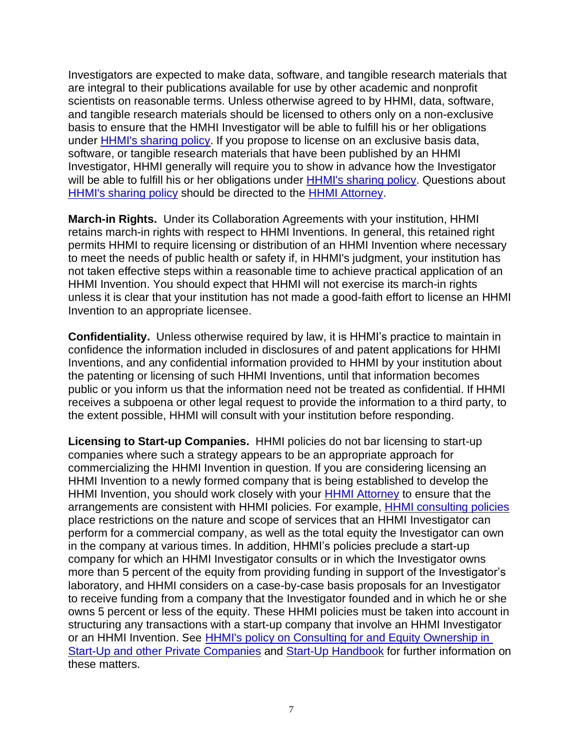Investigators are expected to make data, software, and tangible research materials that are integral to their publications available for use by other academic and nonprofit scientists on reasonable terms. Unless otherwise agreed to by HHMI, data, software, and tangible research materials should be licensed to others only on a non-exclusive basis to ensure that the HMHI Investigator will be able to fulfill his or her obligations under HHMI's sharing policy. If you propose to license on an exclusive basis data, software, or tangible research materials that have been published by an HHMI Investigator, HHMI generally will require you to show in advance how the Investigator will be able to fulfill his or her obligations under HHMI's sharing policy. Questions about HHMI's sharing policy should be directed to the HHMI Attorney.

**March-in Rights.** Under its Collaboration Agreements with your institution, HHMI retains march-in rights with respect to HHMI Inventions. In general, this retained right permits HHMI to require licensing or distribution of an HHMI Invention where necessary to meet the needs of public health or safety if, in HHMI's judgment, your institution has not taken effective steps within a reasonable time to achieve practical application of an HHMI Invention. You should expect that HHMI will not exercise its march-in rights unless it is clear that your institution has not made a good-faith effort to license an HHMI Invention to an appropriate licensee.

**Confidentiality.** Unless otherwise required by law, it is HHMI's practice to maintain in confidence the information included in disclosures of and patent applications for HHMI Inventions, and any confidential information provided to HHMI by your institution about the patenting or licensing of such HHMI Inventions, until that information becomes public or you inform us that the information need not be treated as confidential. If HHMI receives a subpoena or other legal request to provide the information to a third party, to the extent possible, HHMI will consult with your institution before responding.

**Licensing to Start-up Companies.** HHMI policies do not bar licensing to start-up companies where such a strategy appears to be an appropriate approach for commercializing the HHMI Invention in question. If you are considering licensing an HHMI Invention to a newly formed company that is being established to develop the HHMI Invention, you should work closely with your HHMI Attorney to ensure that the arrangements are consistent with HHMI policies. For example, HHMI consulting policies place restrictions on the nature and scope of services that an HHMI Investigator can perform for a commercial company, as well as the total equity the Investigator can own in the company at various times. In addition, HHMI's policies preclude a start-up company for which an HHMI Investigator consults or in which the Investigator owns more than 5 percent of the equity from providing funding in support of the Investigator's laboratory, and HHMI considers on a case-by-case basis proposals for an Investigator to receive funding from a company that the Investigator founded and in which he or she owns 5 percent or less of the equity. These HHMI policies must be taken into account in structuring any transactions with a start-up company that involve an HHMI Investigator or an HHMI Invention. See HHMI's policy on Consulting for and Equity Ownership in Start-Up and other Private Companies and Start-Up Handbook for further information on these matters.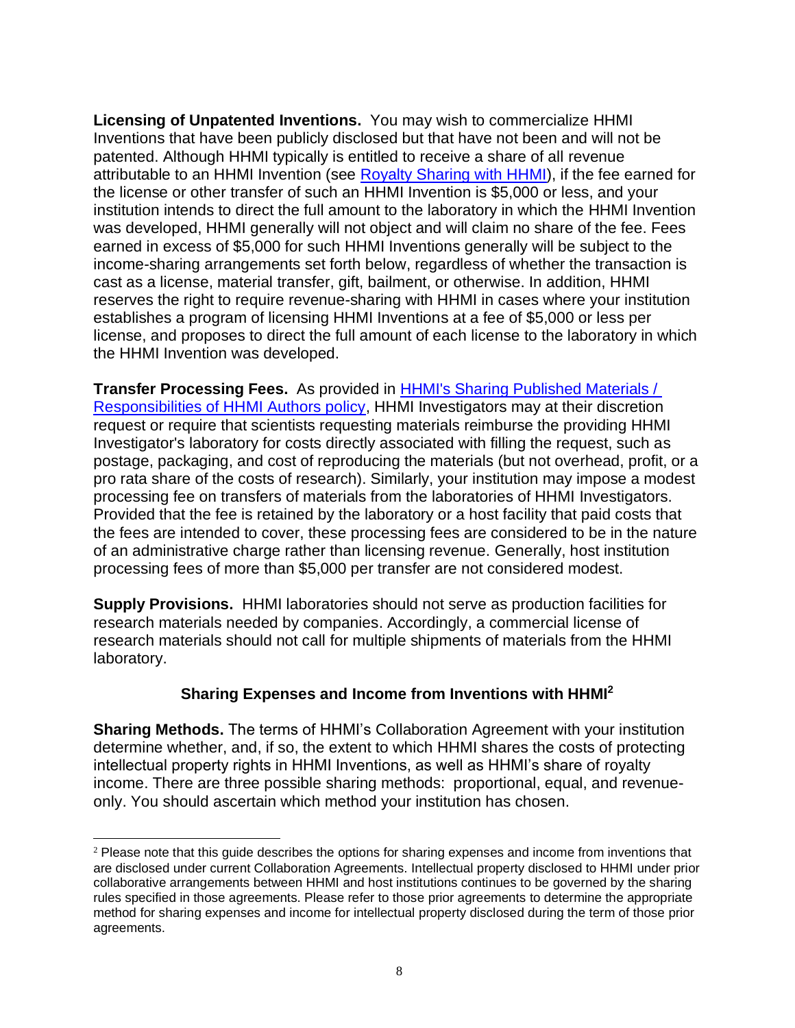**Licensing of Unpatented Inventions.** You may wish to commercialize HHMI Inventions that have been publicly disclosed but that have not been and will not be patented. Although HHMI typically is entitled to receive a share of all revenue attributable to an HHMI Invention (see Royalty Sharing with HHMI), if the fee earned for the license or other transfer of such an HHMI Invention is $5,000 or less, and your institution intends to direct the full amount to the laboratory in which the HHMI Invention was developed, HHMI generally will not object and will claim no share of the fee. Fees earned in excess of $5,000 for such HHMI Inventions generally will be subject to the income-sharing arrangements set forth below, regardless of whether the transaction is cast as a license, material transfer, gift, bailment, or otherwise. In addition, HHMI reserves the right to require revenue-sharing with HHMI in cases where your institution establishes a program of licensing HHMI Inventions at a fee of $5,000 or less per license, and proposes to direct the full amount of each license to the laboratory in which the HHMI Invention was developed.

**Transfer Processing Fees.** As provided in HHMI's Sharing Published Materials / Responsibilities of HHMI Authors policy, HHMI Investigators may at their discretion request or require that scientists requesting materials reimburse the providing HHMI Investigator's laboratory for costs directly associated with filling the request, such as postage, packaging, and cost of reproducing the materials (but not overhead, profit, or a pro rata share of the costs of research). Similarly, your institution may impose a modest processing fee on transfers of materials from the laboratories of HHMI Investigators. Provided that the fee is retained by the laboratory or a host facility that paid costs that the fees are intended to cover, these processing fees are considered to be in the nature of an administrative charge rather than licensing revenue. Generally, host institution processing fees of more than $5,000 per transfer are not considered modest.

**Supply Provisions.** HHMI laboratories should not serve as production facilities for research materials needed by companies. Accordingly, a commercial license of research materials should not call for multiple shipments of materials from the HHMI laboratory.

## Sharing Expenses and Income from Inventions with HHMI[2]

**Sharing Methods.** The terms of HHMI's Collaboration Agreement with your institution determine whether, and, if so, the extent to which HHMI shares the costs of protecting intellectual property rights in HHMI Inventions, as well as HHMI's share of royalty income. There are three possible sharing methods: proportional, equal, and revenue-only. You should ascertain which method your institution has chosen.

[2] Please note that this guide describes the options for sharing expenses and income from inventions that are disclosed under current Collaboration Agreements. Intellectual property disclosed to HHMI under prior collaborative arrangements between HHMI and host institutions continues to be governed by the sharing rules specified in those agreements. Please refer to those prior agreements to determine the appropriate method for sharing expenses and income for intellectual property disclosed during the term of those prior agreements.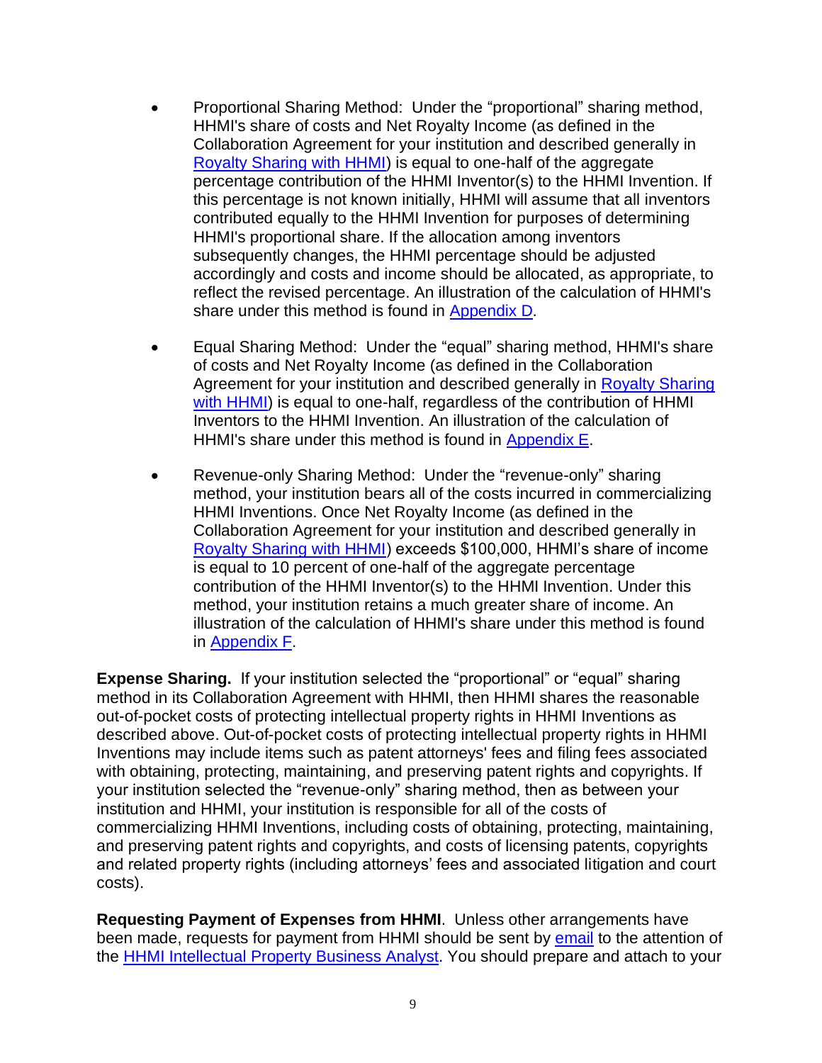- Proportional Sharing Method: Under the “proportional” sharing method, HHMI's share of costs and Net Royalty Income (as defined in the Collaboration Agreement for your institution and described generally in [Royalty Sharing with HHMI]) is equal to one-half of the aggregate percentage contribution of the HHMI Inventor(s) to the HHMI Invention. If this percentage is not known initially, HHMI will assume that all inventors contributed equally to the HHMI Invention for purposes of determining HHMI's proportional share. If the allocation among inventors subsequently changes, the HHMI percentage should be adjusted accordingly and costs and income should be allocated, as appropriate, to reflect the revised percentage. An illustration of the calculation of HHMI's share under this method is found in [Appendix D].

- Equal Sharing Method: Under the “equal” sharing method, HHMI's share of costs and Net Royalty Income (as defined in the Collaboration Agreement for your institution and described generally in [Royalty Sharing with HHMI]) is equal to one-half, regardless of the contribution of HHMI Inventors to the HHMI Invention. An illustration of the calculation of HHMI's share under this method is found in [Appendix E].

- Revenue-only Sharing Method: Under the “revenue-only” sharing method, your institution bears all of the costs incurred in commercializing HHMI Inventions. Once Net Royalty Income (as defined in the Collaboration Agreement for your institution and described generally in [Royalty Sharing with HHMI]) exceeds $100,000, HHMI’s share of income is equal to 10 percent of one-half of the aggregate percentage contribution of the HHMI Inventor(s) to the HHMI Invention. Under this method, your institution retains a much greater share of income. An illustration of the calculation of HHMI's share under this method is found in [Appendix F].

**Expense Sharing.** If your institution selected the “proportional” or “equal” sharing method in its Collaboration Agreement with HHMI, then HHMI shares the reasonable out-of-pocket costs of protecting intellectual property rights in HHMI Inventions as described above. Out-of-pocket costs of protecting intellectual property rights in HHMI Inventions may include items such as patent attorneys' fees and filing fees associated with obtaining, protecting, maintaining, and preserving patent rights and copyrights. If your institution selected the “revenue-only” sharing method, then as between your institution and HHMI, your institution is responsible for all of the costs of commercializing HHMI Inventions, including costs of obtaining, protecting, maintaining, and preserving patent rights and copyrights, and costs of licensing patents, copyrights and related property rights (including attorneys’ fees and associated litigation and court costs).

**Requesting Payment of Expenses from HHMI**. Unless other arrangements have been made, requests for payment from HHMI should be sent by [email] to the attention of the [HHMI Intellectual Property Business Analyst]. You should prepare and attach to your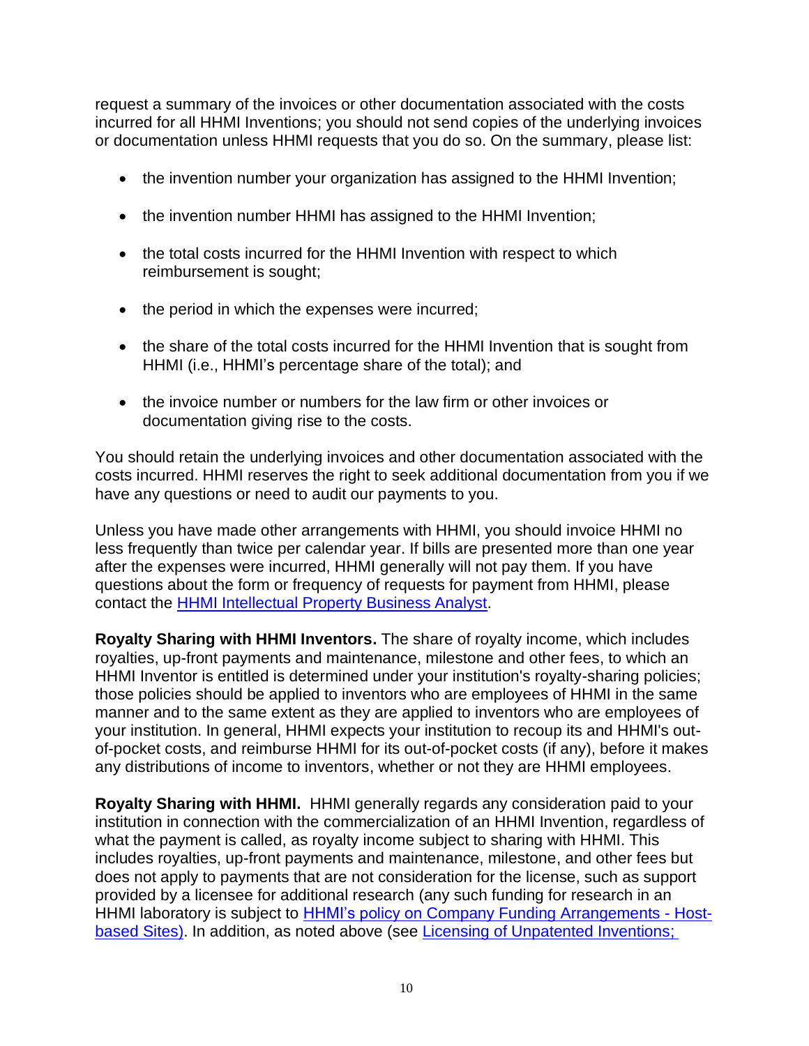request a summary of the invoices or other documentation associated with the costs incurred for all HHMI Inventions; you should not send copies of the underlying invoices or documentation unless HHMI requests that you do so. On the summary, please list:

- the invention number your organization has assigned to the HHMI Invention;
- the invention number HHMI has assigned to the HHMI Invention;
- the total costs incurred for the HHMI Invention with respect to which reimbursement is sought;
- the period in which the expenses were incurred;
- the share of the total costs incurred for the HHMI Invention that is sought from HHMI (i.e., HHMI's percentage share of the total); and
- the invoice number or numbers for the law firm or other invoices or documentation giving rise to the costs.

You should retain the underlying invoices and other documentation associated with the costs incurred. HHMI reserves the right to seek additional documentation from you if we have any questions or need to audit our payments to you.

Unless you have made other arrangements with HHMI, you should invoice HHMI no less frequently than twice per calendar year. If bills are presented more than one year after the expenses were incurred, HHMI generally will not pay them. If you have questions about the form or frequency of requests for payment from HHMI, please contact the HHMI Intellectual Property Business Analyst.

**Royalty Sharing with HHMI Inventors.** The share of royalty income, which includes royalties, up-front payments and maintenance, milestone and other fees, to which an HHMI Inventor is entitled is determined under your institution's royalty-sharing policies; those policies should be applied to inventors who are employees of HHMI in the same manner and to the same extent as they are applied to inventors who are employees of your institution. In general, HHMI expects your institution to recoup its and HHMI's out-of-pocket costs, and reimburse HHMI for its out-of-pocket costs (if any), before it makes any distributions of income to inventors, whether or not they are HHMI employees.

**Royalty Sharing with HHMI.** HHMI generally regards any consideration paid to your institution in connection with the commercialization of an HHMI Invention, regardless of what the payment is called, as royalty income subject to sharing with HHMI. This includes royalties, up-front payments and maintenance, milestone, and other fees but does not apply to payments that are not consideration for the license, such as support provided by a licensee for additional research (any such funding for research in an HHMI laboratory is subject to HHMI's policy on Company Funding Arrangements - Host-based Sites). In addition, as noted above (see Licensing of Unpatented Inventions;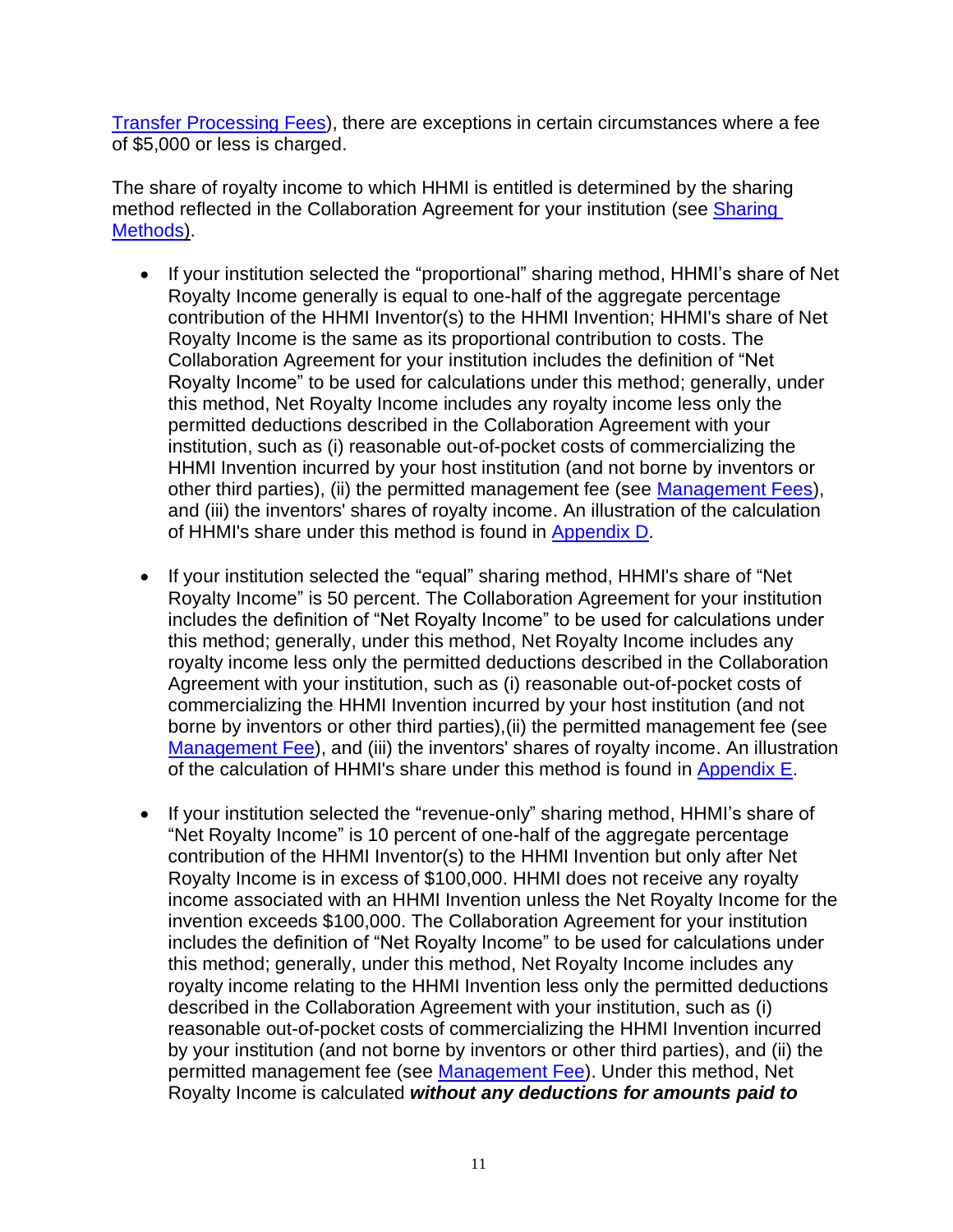Transfer Processing Fees), there are exceptions in certain circumstances where a fee of $5,000 or less is charged.

The share of royalty income to which HHMI is entitled is determined by the sharing method reflected in the Collaboration Agreement for your institution (see Sharing Methods).

- If your institution selected the "proportional" sharing method, HHMI's share of Net Royalty Income generally is equal to one-half of the aggregate percentage contribution of the HHMI Inventor(s) to the HHMI Invention; HHMI's share of Net Royalty Income is the same as its proportional contribution to costs. The Collaboration Agreement for your institution includes the definition of "Net Royalty Income" to be used for calculations under this method; generally, under this method, Net Royalty Income includes any royalty income less only the permitted deductions described in the Collaboration Agreement with your institution, such as (i) reasonable out-of-pocket costs of commercializing the HHMI Invention incurred by your host institution (and not borne by inventors or other third parties), (ii) the permitted management fee (see Management Fees), and (iii) the inventors' shares of royalty income. An illustration of the calculation of HHMI's share under this method is found in Appendix D.

- If your institution selected the "equal" sharing method, HHMI's share of "Net Royalty Income" is 50 percent. The Collaboration Agreement for your institution includes the definition of "Net Royalty Income" to be used for calculations under this method; generally, under this method, Net Royalty Income includes any royalty income less only the permitted deductions described in the Collaboration Agreement with your institution, such as (i) reasonable out-of-pocket costs of commercializing the HHMI Invention incurred by your host institution (and not borne by inventors or other third parties),(ii) the permitted management fee (see Management Fee), and (iii) the inventors' shares of royalty income. An illustration of the calculation of HHMI's share under this method is found in Appendix E.

- If your institution selected the "revenue-only" sharing method, HHMI's share of "Net Royalty Income" is 10 percent of one-half of the aggregate percentage contribution of the HHMI Inventor(s) to the HHMI Invention but only after Net Royalty Income is in excess of $100,000. HHMI does not receive any royalty income associated with an HHMI Invention unless the Net Royalty Income for the invention exceeds $100,000. The Collaboration Agreement for your institution includes the definition of "Net Royalty Income" to be used for calculations under this method; generally, under this method, Net Royalty Income includes any royalty income relating to the HHMI Invention less only the permitted deductions described in the Collaboration Agreement with your institution, such as (i) reasonable out-of-pocket costs of commercializing the HHMI Invention incurred by your institution (and not borne by inventors or other third parties), and (ii) the permitted management fee (see Management Fee). Under this method, Net Royalty Income is calculated ***without any deductions for amounts paid to***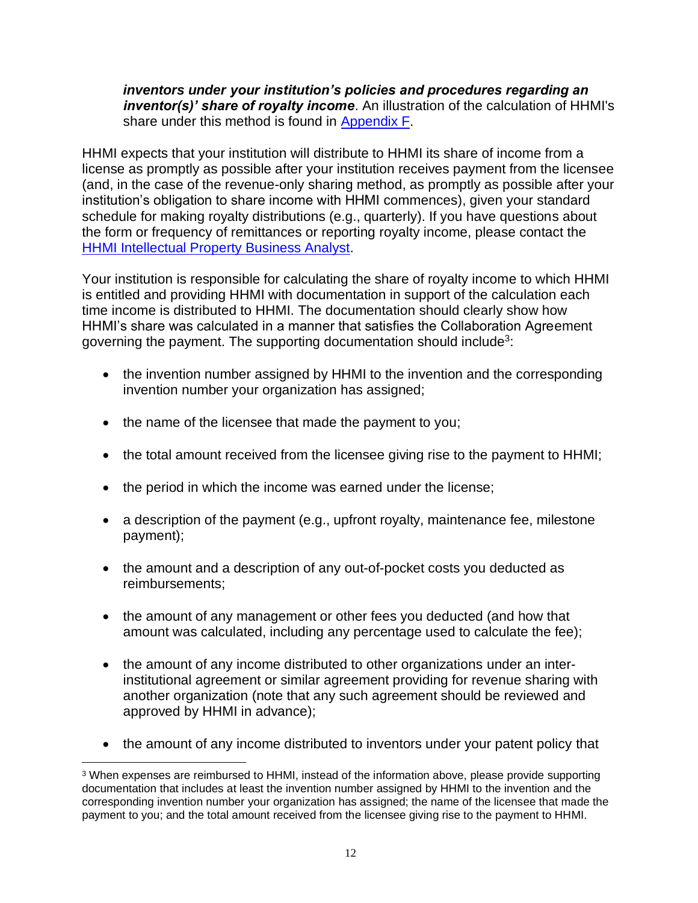***inventors under your institution's policies and procedures regarding an inventor(s)' share of royalty income***. An illustration of the calculation of HHMI's share under this method is found in Appendix F.

HHMI expects that your institution will distribute to HHMI its share of income from a license as promptly as possible after your institution receives payment from the licensee (and, in the case of the revenue-only sharing method, as promptly as possible after your institution's obligation to share income with HHMI commences), given your standard schedule for making royalty distributions (e.g., quarterly). If you have questions about the form or frequency of remittances or reporting royalty income, please contact the HHMI Intellectual Property Business Analyst.

Your institution is responsible for calculating the share of royalty income to which HHMI is entitled and providing HHMI with documentation in support of the calculation each time income is distributed to HHMI. The documentation should clearly show how HHMI's share was calculated in a manner that satisfies the Collaboration Agreement governing the payment. The supporting documentation should include[3]:

- the invention number assigned by HHMI to the invention and the corresponding invention number your organization has assigned;
- the name of the licensee that made the payment to you;
- the total amount received from the licensee giving rise to the payment to HHMI;
- the period in which the income was earned under the license;
- a description of the payment (e.g., upfront royalty, maintenance fee, milestone payment);
- the amount and a description of any out-of-pocket costs you deducted as reimbursements;
- the amount of any management or other fees you deducted (and how that amount was calculated, including any percentage used to calculate the fee);
- the amount of any income distributed to other organizations under an inter-institutional agreement or similar agreement providing for revenue sharing with another organization (note that any such agreement should be reviewed and approved by HHMI in advance);
- the amount of any income distributed to inventors under your patent policy that

[3] When expenses are reimbursed to HHMI, instead of the information above, please provide supporting documentation that includes at least the invention number assigned by HHMI to the invention and the corresponding invention number your organization has assigned; the name of the licensee that made the payment to you; and the total amount received from the licensee giving rise to the payment to HHMI.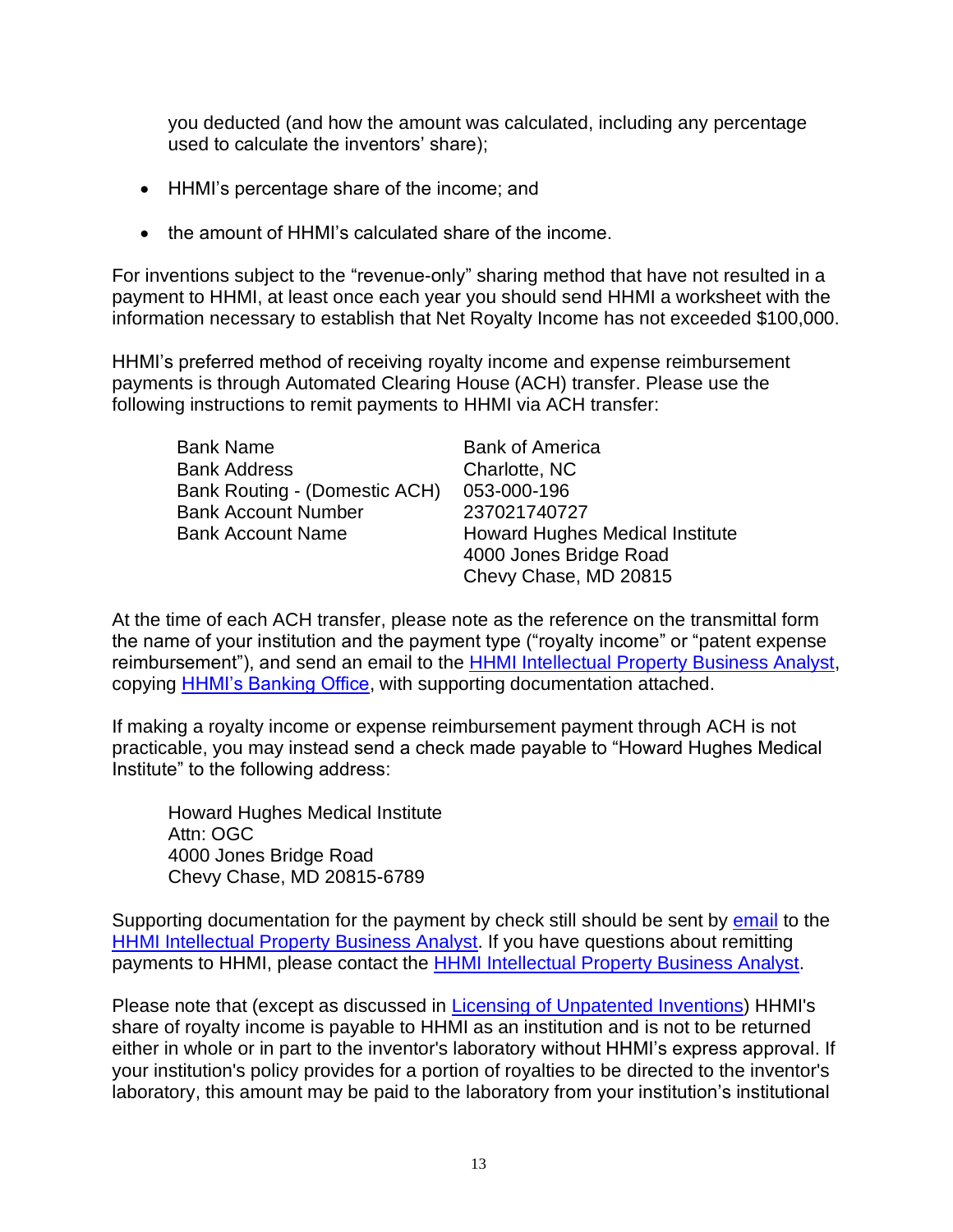you deducted (and how the amount was calculated, including any percentage used to calculate the inventors' share);

- HHMI's percentage share of the income; and
- the amount of HHMI's calculated share of the income.

For inventions subject to the "revenue-only" sharing method that have not resulted in a payment to HHMI, at least once each year you should send HHMI a worksheet with the information necessary to establish that Net Royalty Income has not exceeded $100,000.

HHMI's preferred method of receiving royalty income and expense reimbursement payments is through Automated Clearing House (ACH) transfer. Please use the following instructions to remit payments to HHMI via ACH transfer:

| | |
|---|---|
| Bank Name | Bank of America |
| Bank Address | Charlotte, NC |
| Bank Routing - (Domestic ACH) | 053-000-196 |
| Bank Account Number | 237021740727 |
| Bank Account Name | Howard Hughes Medical Institute<br>4000 Jones Bridge Road<br>Chevy Chase, MD 20815 |

At the time of each ACH transfer, please note as the reference on the transmittal form the name of your institution and the payment type ("royalty income" or "patent expense reimbursement"), and send an email to the HHMI Intellectual Property Business Analyst, copying HHMI's Banking Office, with supporting documentation attached.

If making a royalty income or expense reimbursement payment through ACH is not practicable, you may instead send a check made payable to "Howard Hughes Medical Institute" to the following address:

Howard Hughes Medical Institute
Attn: OGC
4000 Jones Bridge Road
Chevy Chase, MD 20815-6789

Supporting documentation for the payment by check still should be sent by email to the HHMI Intellectual Property Business Analyst. If you have questions about remitting payments to HHMI, please contact the HHMI Intellectual Property Business Analyst.

Please note that (except as discussed in Licensing of Unpatented Inventions) HHMI's share of royalty income is payable to HHMI as an institution and is not to be returned either in whole or in part to the inventor's laboratory without HHMI's express approval. If your institution's policy provides for a portion of royalties to be directed to the inventor's laboratory, this amount may be paid to the laboratory from your institution's institutional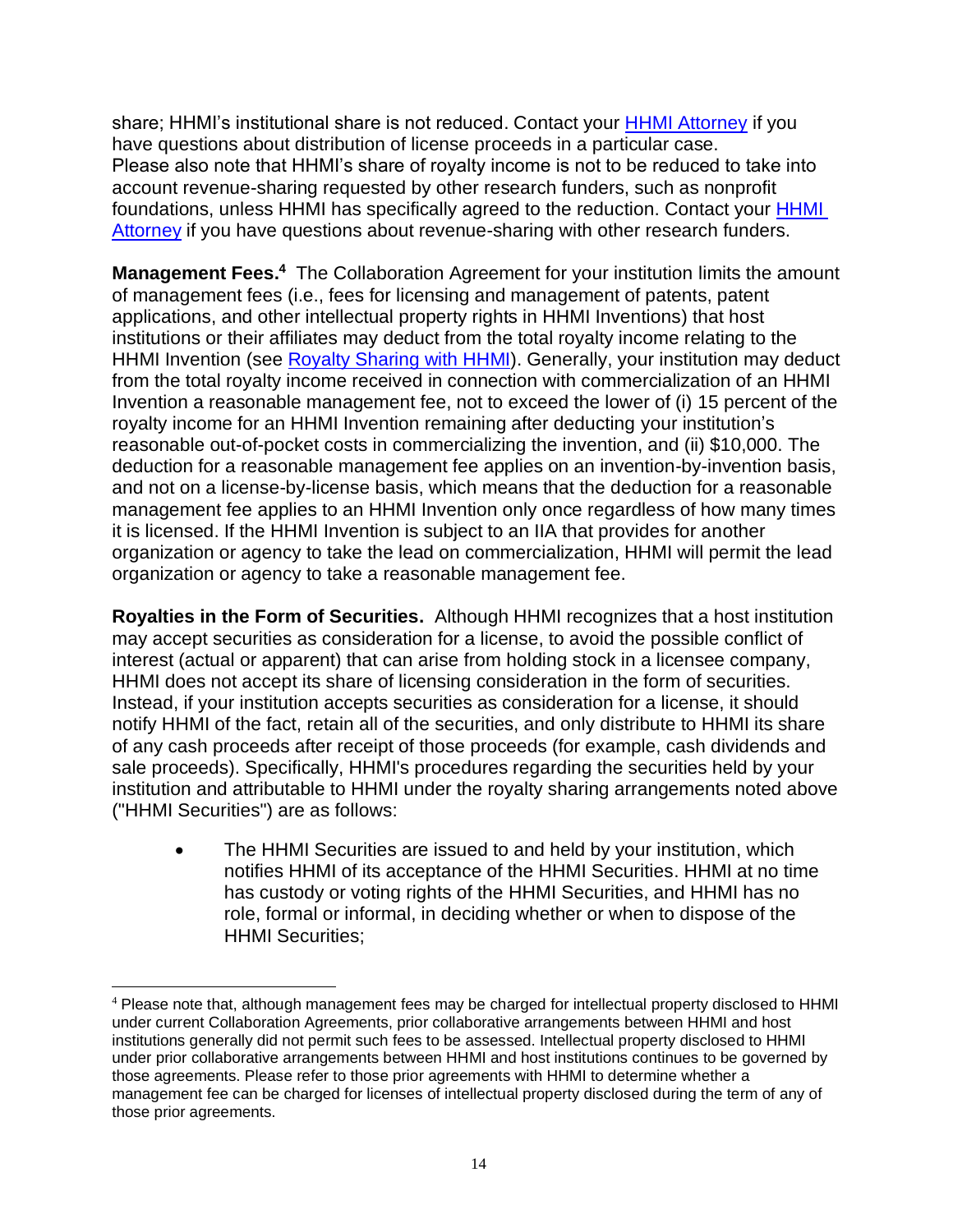share; HHMI's institutional share is not reduced. Contact your [HHMI Attorney]() if you have questions about distribution of license proceeds in a particular case. Please also note that HHMI's share of royalty income is not to be reduced to take into account revenue-sharing requested by other research funders, such as nonprofit foundations, unless HHMI has specifically agreed to the reduction. Contact your [HHMI Attorney]() if you have questions about revenue-sharing with other research funders.

**Management Fees.**[4] The Collaboration Agreement for your institution limits the amount of management fees (i.e., fees for licensing and management of patents, patent applications, and other intellectual property rights in HHMI Inventions) that host institutions or their affiliates may deduct from the total royalty income relating to the HHMI Invention (see [Royalty Sharing with HHMI]()). Generally, your institution may deduct from the total royalty income received in connection with commercialization of an HHMI Invention a reasonable management fee, not to exceed the lower of (i) 15 percent of the royalty income for an HHMI Invention remaining after deducting your institution's reasonable out-of-pocket costs in commercializing the invention, and (ii) $10,000. The deduction for a reasonable management fee applies on an invention-by-invention basis, and not on a license-by-license basis, which means that the deduction for a reasonable management fee applies to an HHMI Invention only once regardless of how many times it is licensed. If the HHMI Invention is subject to an IIA that provides for another organization or agency to take the lead on commercialization, HHMI will permit the lead organization or agency to take a reasonable management fee.

**Royalties in the Form of Securities.** Although HHMI recognizes that a host institution may accept securities as consideration for a license, to avoid the possible conflict of interest (actual or apparent) that can arise from holding stock in a licensee company, HHMI does not accept its share of licensing consideration in the form of securities. Instead, if your institution accepts securities as consideration for a license, it should notify HHMI of the fact, retain all of the securities, and only distribute to HHMI its share of any cash proceeds after receipt of those proceeds (for example, cash dividends and sale proceeds). Specifically, HHMI's procedures regarding the securities held by your institution and attributable to HHMI under the royalty sharing arrangements noted above ("HHMI Securities") are as follows:

- The HHMI Securities are issued to and held by your institution, which notifies HHMI of its acceptance of the HHMI Securities. HHMI at no time has custody or voting rights of the HHMI Securities, and HHMI has no role, formal or informal, in deciding whether or when to dispose of the HHMI Securities;

[4] Please note that, although management fees may be charged for intellectual property disclosed to HHMI under current Collaboration Agreements, prior collaborative arrangements between HHMI and host institutions generally did not permit such fees to be assessed. Intellectual property disclosed to HHMI under prior collaborative arrangements between HHMI and host institutions continues to be governed by those agreements. Please refer to those prior agreements with HHMI to determine whether a management fee can be charged for licenses of intellectual property disclosed during the term of any of those prior agreements.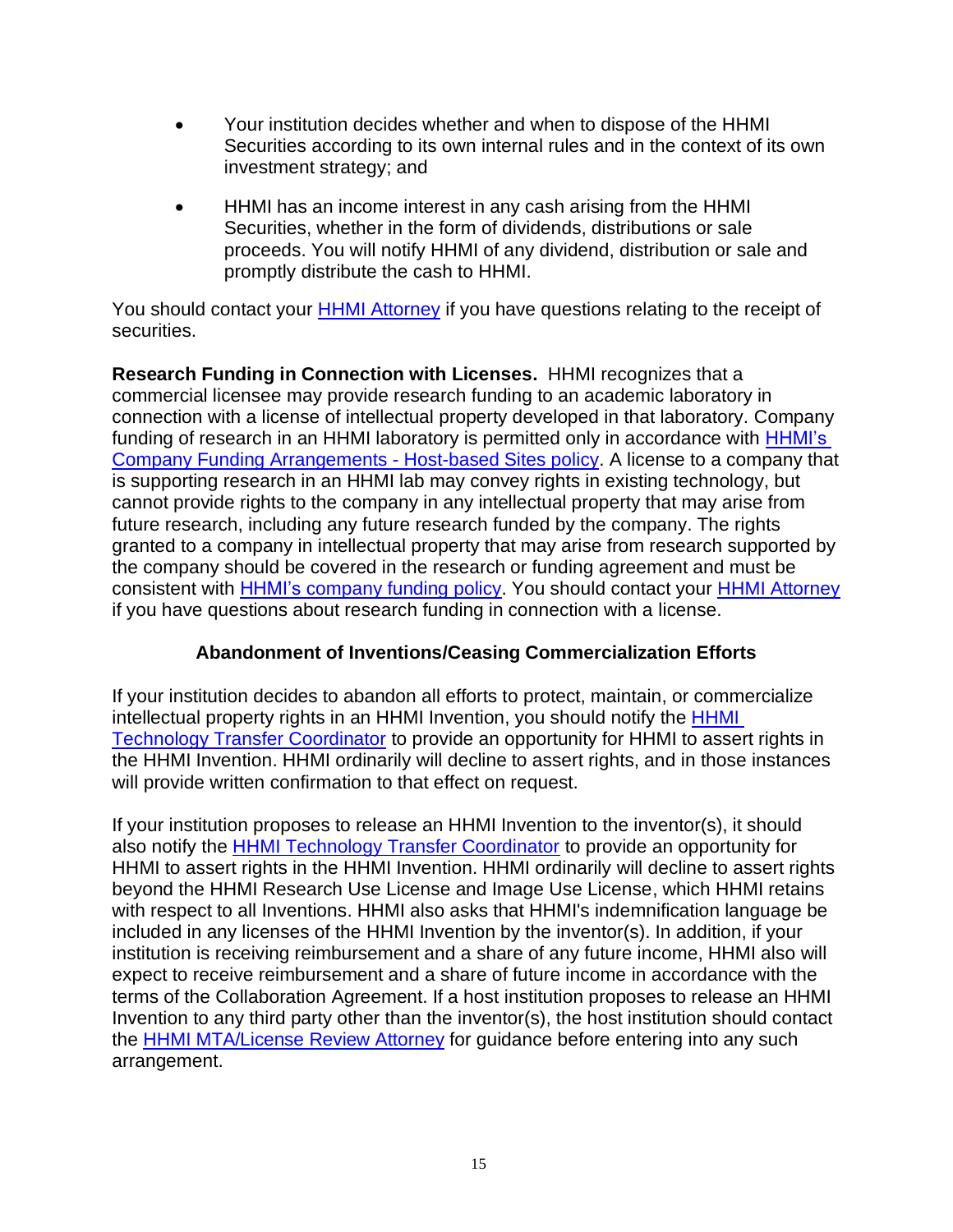- Your institution decides whether and when to dispose of the HHMI Securities according to its own internal rules and in the context of its own investment strategy; and

- HHMI has an income interest in any cash arising from the HHMI Securities, whether in the form of dividends, distributions or sale proceeds. You will notify HHMI of any dividend, distribution or sale and promptly distribute the cash to HHMI.

You should contact your HHMI Attorney if you have questions relating to the receipt of securities.

**Research Funding in Connection with Licenses.** HHMI recognizes that a commercial licensee may provide research funding to an academic laboratory in connection with a license of intellectual property developed in that laboratory. Company funding of research in an HHMI laboratory is permitted only in accordance with HHMI's Company Funding Arrangements - Host-based Sites policy. A license to a company that is supporting research in an HHMI lab may convey rights in existing technology, but cannot provide rights to the company in any intellectual property that may arise from future research, including any future research funded by the company. The rights granted to a company in intellectual property that may arise from research supported by the company should be covered in the research or funding agreement and must be consistent with HHMI's company funding policy. You should contact your HHMI Attorney if you have questions about research funding in connection with a license.

### Abandonment of Inventions/Ceasing Commercialization Efforts

If your institution decides to abandon all efforts to protect, maintain, or commercialize intellectual property rights in an HHMI Invention, you should notify the HHMI Technology Transfer Coordinator to provide an opportunity for HHMI to assert rights in the HHMI Invention. HHMI ordinarily will decline to assert rights, and in those instances will provide written confirmation to that effect on request.

If your institution proposes to release an HHMI Invention to the inventor(s), it should also notify the HHMI Technology Transfer Coordinator to provide an opportunity for HHMI to assert rights in the HHMI Invention. HHMI ordinarily will decline to assert rights beyond the HHMI Research Use License and Image Use License, which HHMI retains with respect to all Inventions. HHMI also asks that HHMI's indemnification language be included in any licenses of the HHMI Invention by the inventor(s). In addition, if your institution is receiving reimbursement and a share of any future income, HHMI also will expect to receive reimbursement and a share of future income in accordance with the terms of the Collaboration Agreement. If a host institution proposes to release an HHMI Invention to any third party other than the inventor(s), the host institution should contact the HHMI MTA/License Review Attorney for guidance before entering into any such arrangement.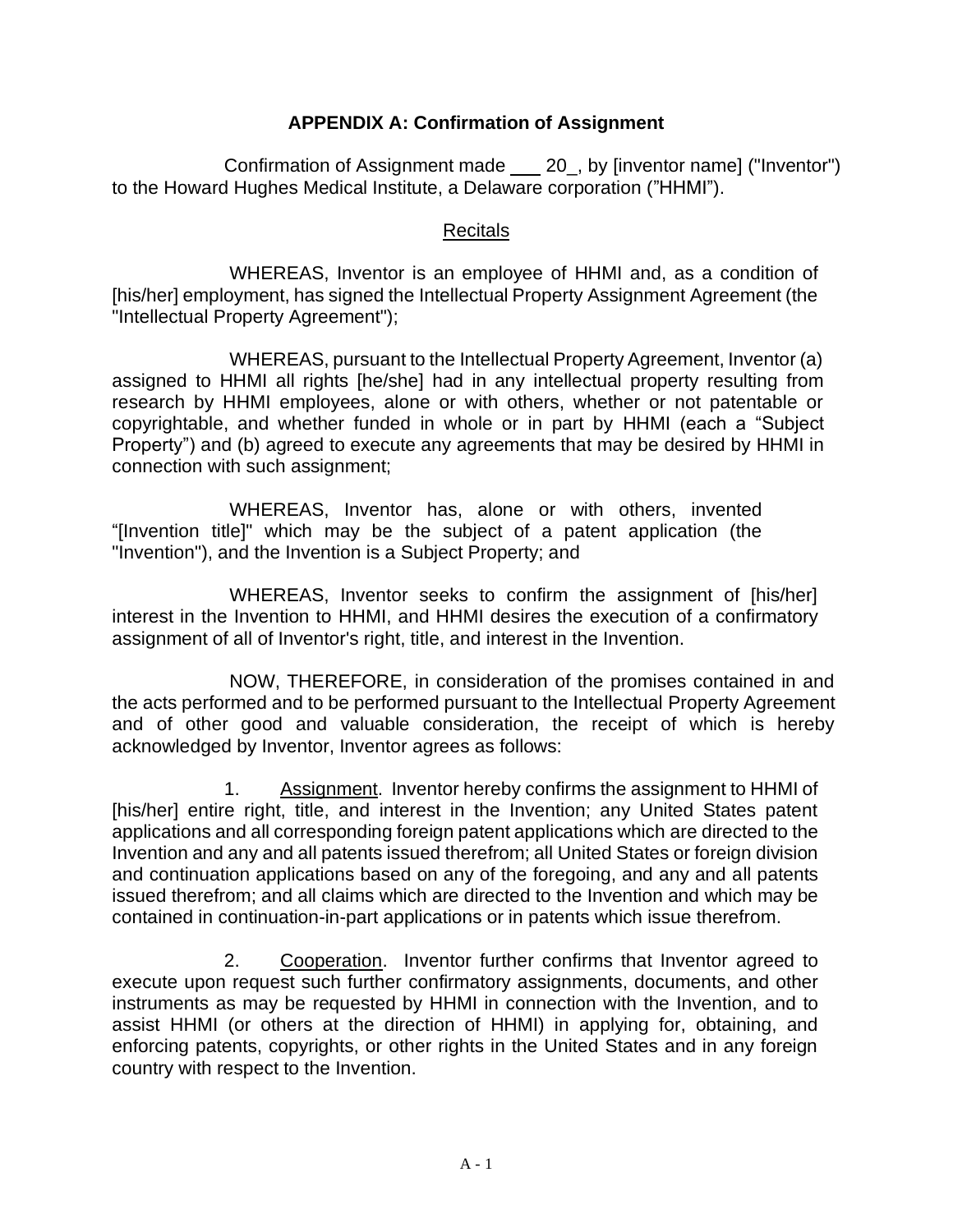## APPENDIX A: Confirmation of Assignment

Confirmation of Assignment made ___ 20_, by [inventor name] ("Inventor") to the Howard Hughes Medical Institute, a Delaware corporation ("HHMI").

Recitals

WHEREAS, Inventor is an employee of HHMI and, as a condition of [his/her] employment, has signed the Intellectual Property Assignment Agreement (the "Intellectual Property Agreement");

WHEREAS, pursuant to the Intellectual Property Agreement, Inventor (a) assigned to HHMI all rights [he/she] had in any intellectual property resulting from research by HHMI employees, alone or with others, whether or not patentable or copyrightable, and whether funded in whole or in part by HHMI (each a "Subject Property") and (b) agreed to execute any agreements that may be desired by HHMI in connection with such assignment;

WHEREAS, Inventor has, alone or with others, invented "[Invention title]" which may be the subject of a patent application (the "Invention"), and the Invention is a Subject Property; and

WHEREAS, Inventor seeks to confirm the assignment of [his/her] interest in the Invention to HHMI, and HHMI desires the execution of a confirmatory assignment of all of Inventor's right, title, and interest in the Invention.

NOW, THEREFORE, in consideration of the promises contained in and the acts performed and to be performed pursuant to the Intellectual Property Agreement and of other good and valuable consideration, the receipt of which is hereby acknowledged by Inventor, Inventor agrees as follows:

1. Assignment. Inventor hereby confirms the assignment to HHMI of [his/her] entire right, title, and interest in the Invention; any United States patent applications and all corresponding foreign patent applications which are directed to the Invention and any and all patents issued therefrom; all United States or foreign division and continuation applications based on any of the foregoing, and any and all patents issued therefrom; and all claims which are directed to the Invention and which may be contained in continuation-in-part applications or in patents which issue therefrom.

2. Cooperation. Inventor further confirms that Inventor agreed to execute upon request such further confirmatory assignments, documents, and other instruments as may be requested by HHMI in connection with the Invention, and to assist HHMI (or others at the direction of HHMI) in applying for, obtaining, and enforcing patents, copyrights, or other rights in the United States and in any foreign country with respect to the Invention.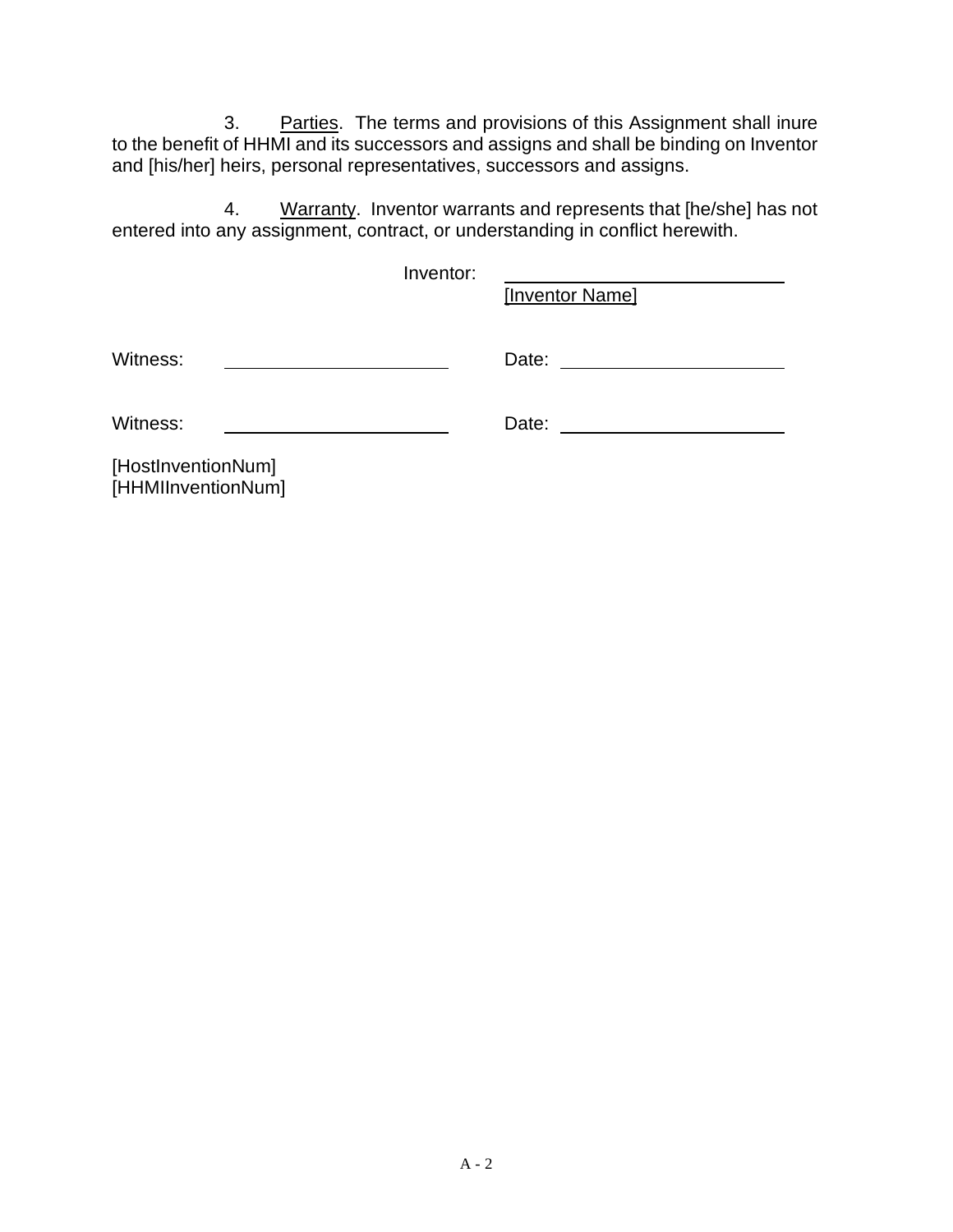3. Parties. The terms and provisions of this Assignment shall inure to the benefit of HHMI and its successors and assigns and shall be binding on Inventor and [his/her] heirs, personal representatives, successors and assigns.

4. Warranty. Inventor warrants and represents that [he/she] has not entered into any assignment, contract, or understanding in conflict herewith.

Inventor: ______________________________
[Inventor Name]

Witness: ______________________ Date: ______________________

Witness: ______________________ Date: ______________________

[HostInventionNum]
[HHMIInventionNum]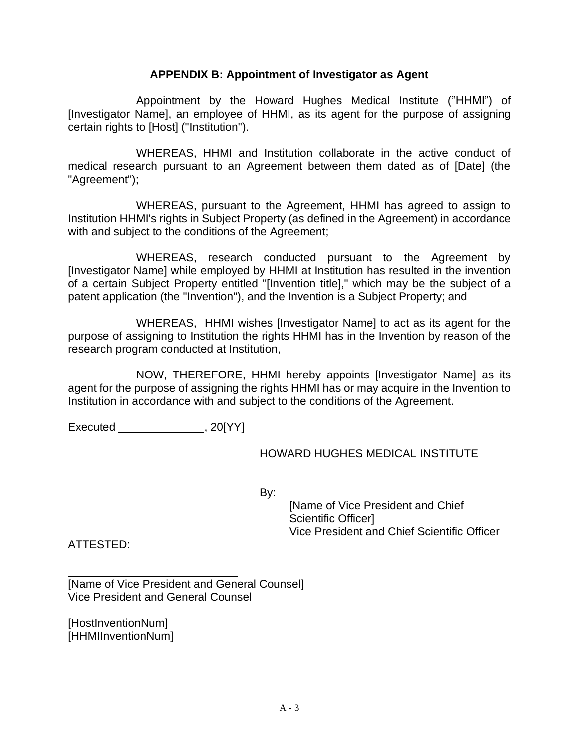## APPENDIX B: Appointment of Investigator as Agent

Appointment by the Howard Hughes Medical Institute ("HHMI") of [Investigator Name], an employee of HHMI, as its agent for the purpose of assigning certain rights to [Host] ("Institution").

WHEREAS, HHMI and Institution collaborate in the active conduct of medical research pursuant to an Agreement between them dated as of [Date] (the "Agreement");

WHEREAS, pursuant to the Agreement, HHMI has agreed to assign to Institution HHMI's rights in Subject Property (as defined in the Agreement) in accordance with and subject to the conditions of the Agreement;

WHEREAS, research conducted pursuant to the Agreement by [Investigator Name] while employed by HHMI at Institution has resulted in the invention of a certain Subject Property entitled "[Invention title]," which may be the subject of a patent application (the "Invention"), and the Invention is a Subject Property; and

WHEREAS, HHMI wishes [Investigator Name] to act as its agent for the purpose of assigning to Institution the rights HHMI has in the Invention by reason of the research program conducted at Institution,

NOW, THEREFORE, HHMI hereby appoints [Investigator Name] as its agent for the purpose of assigning the rights HHMI has or may acquire in the Invention to Institution in accordance with and subject to the conditions of the Agreement.

Executed ______________, 20[YY]

HOWARD HUGHES MEDICAL INSTITUTE

By: ________________________________
[Name of Vice President and Chief Scientific Officer]
Vice President and Chief Scientific Officer

ATTESTED:

______________________________
[Name of Vice President and General Counsel]
Vice President and General Counsel

[HostInventionNum]
[HHMIInventionNum]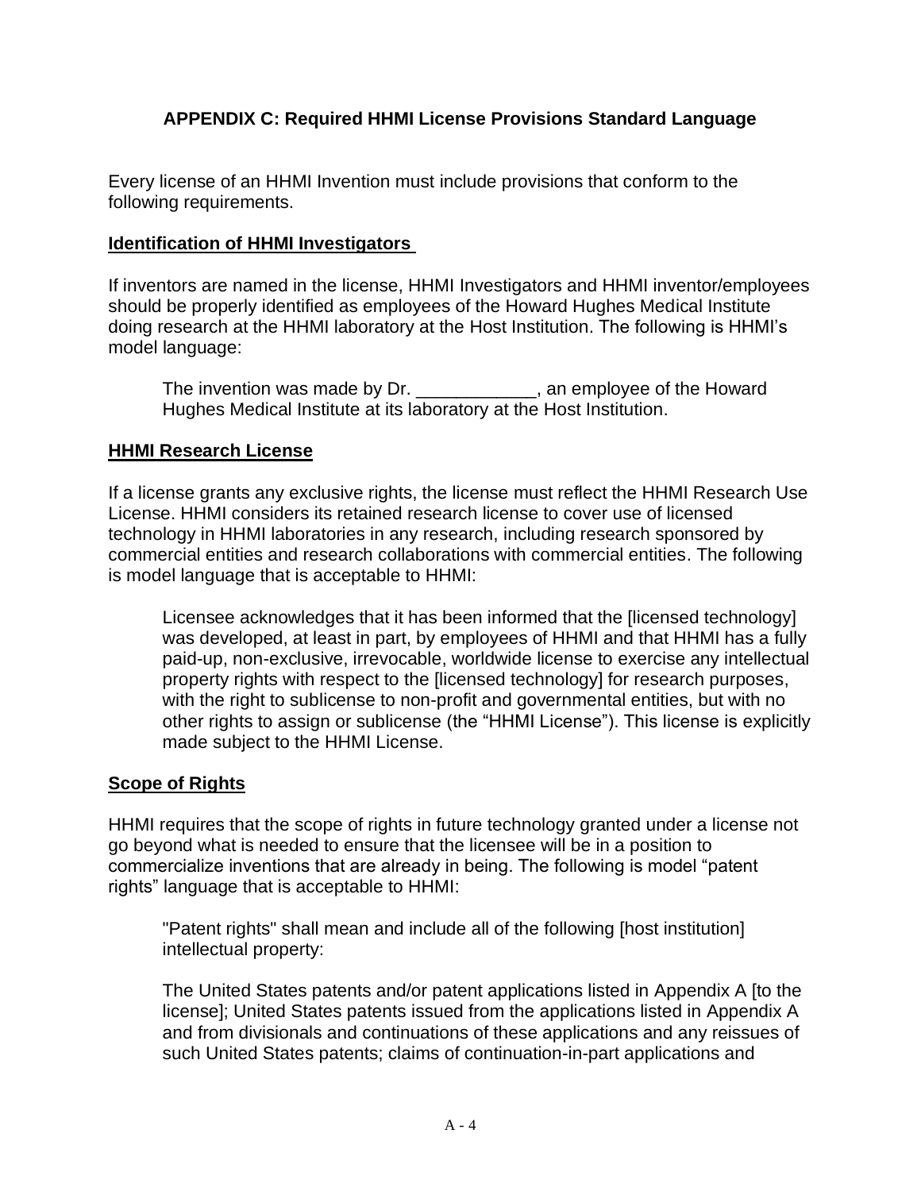## APPENDIX C: Required HHMI License Provisions Standard Language

Every license of an HHMI Invention must include provisions that conform to the following requirements.

### Identification of HHMI Investigators

If inventors are named in the license, HHMI Investigators and HHMI inventor/employees should be properly identified as employees of the Howard Hughes Medical Institute doing research at the HHMI laboratory at the Host Institution. The following is HHMI's model language:

> The invention was made by Dr. ____________, an employee of the Howard Hughes Medical Institute at its laboratory at the Host Institution.

### HHMI Research License

If a license grants any exclusive rights, the license must reflect the HHMI Research Use License. HHMI considers its retained research license to cover use of licensed technology in HHMI laboratories in any research, including research sponsored by commercial entities and research collaborations with commercial entities. The following is model language that is acceptable to HHMI:

> Licensee acknowledges that it has been informed that the [licensed technology] was developed, at least in part, by employees of HHMI and that HHMI has a fully paid-up, non-exclusive, irrevocable, worldwide license to exercise any intellectual property rights with respect to the [licensed technology] for research purposes, with the right to sublicense to non-profit and governmental entities, but with no other rights to assign or sublicense (the "HHMI License"). This license is explicitly made subject to the HHMI License.

### Scope of Rights

HHMI requires that the scope of rights in future technology granted under a license not go beyond what is needed to ensure that the licensee will be in a position to commercialize inventions that are already in being. The following is model "patent rights" language that is acceptable to HHMI:

> "Patent rights" shall mean and include all of the following [host institution] intellectual property:
>
> The United States patents and/or patent applications listed in Appendix A [to the license]; United States patents issued from the applications listed in Appendix A and from divisionals and continuations of these applications and any reissues of such United States patents; claims of continuation-in-part applications and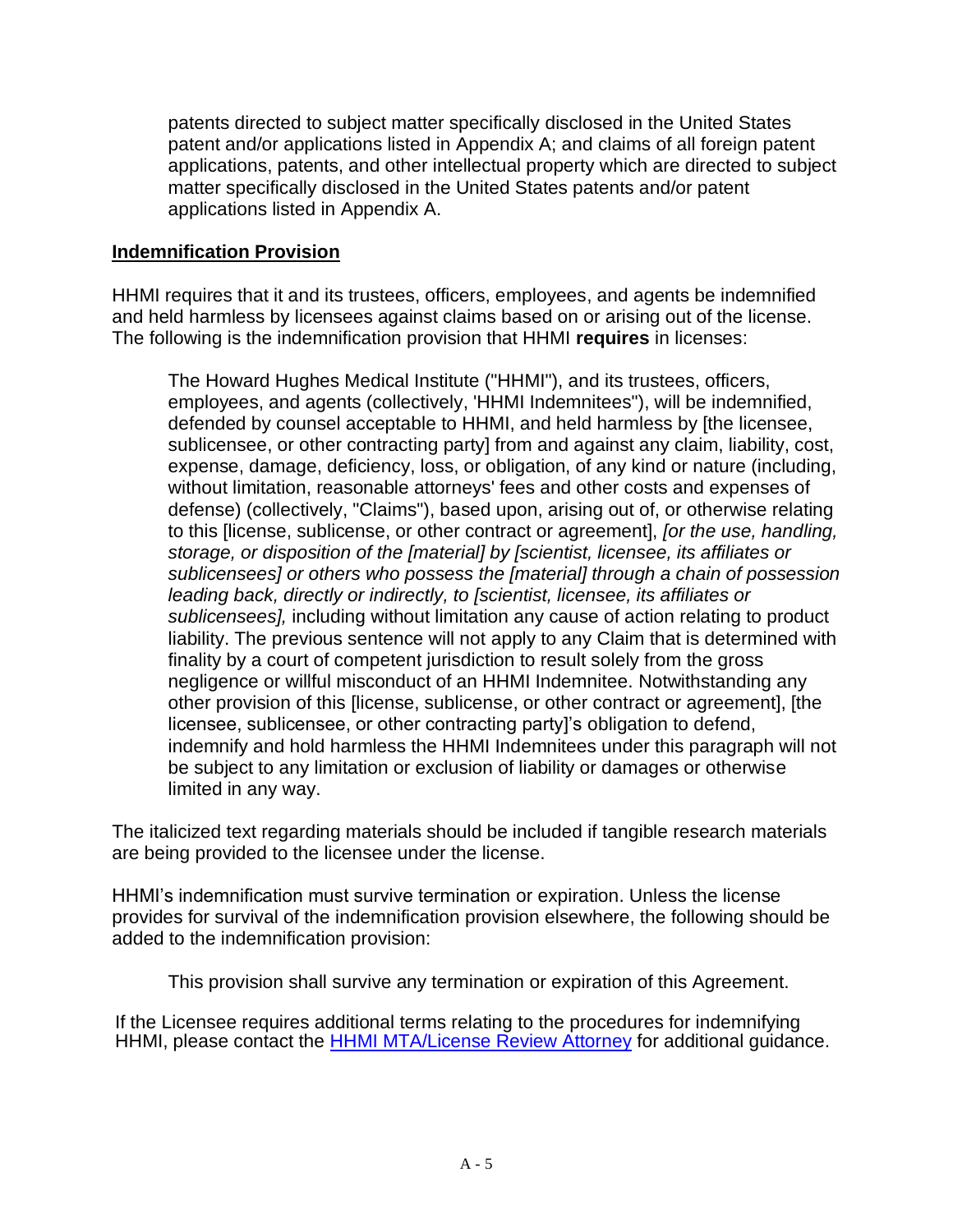patents directed to subject matter specifically disclosed in the United States patent and/or applications listed in Appendix A; and claims of all foreign patent applications, patents, and other intellectual property which are directed to subject matter specifically disclosed in the United States patents and/or patent applications listed in Appendix A.

**Indemnification Provision**

HHMI requires that it and its trustees, officers, employees, and agents be indemnified and held harmless by licensees against claims based on or arising out of the license. The following is the indemnification provision that HHMI **requires** in licenses:

> The Howard Hughes Medical Institute ("HHMI"), and its trustees, officers, employees, and agents (collectively, 'HHMI Indemnitees"), will be indemnified, defended by counsel acceptable to HHMI, and held harmless by [the licensee, sublicensee, or other contracting party] from and against any claim, liability, cost, expense, damage, deficiency, loss, or obligation, of any kind or nature (including, without limitation, reasonable attorneys' fees and other costs and expenses of defense) (collectively, "Claims"), based upon, arising out of, or otherwise relating to this [license, sublicense, or other contract or agreement], *[or the use, handling, storage, or disposition of the [material] by [scientist, licensee, its affiliates or sublicensees] or others who possess the [material] through a chain of possession leading back, directly or indirectly, to [scientist, licensee, its affiliates or sublicensees],* including without limitation any cause of action relating to product liability. The previous sentence will not apply to any Claim that is determined with finality by a court of competent jurisdiction to result solely from the gross negligence or willful misconduct of an HHMI Indemnitee. Notwithstanding any other provision of this [license, sublicense, or other contract or agreement], [the licensee, sublicensee, or other contracting party]'s obligation to defend, indemnify and hold harmless the HHMI Indemnitees under this paragraph will not be subject to any limitation or exclusion of liability or damages or otherwise limited in any way.

The italicized text regarding materials should be included if tangible research materials are being provided to the licensee under the license.

HHMI's indemnification must survive termination or expiration. Unless the license provides for survival of the indemnification provision elsewhere, the following should be added to the indemnification provision:

> This provision shall survive any termination or expiration of this Agreement.

If the Licensee requires additional terms relating to the procedures for indemnifying HHMI, please contact the HHMI MTA/License Review Attorney for additional guidance.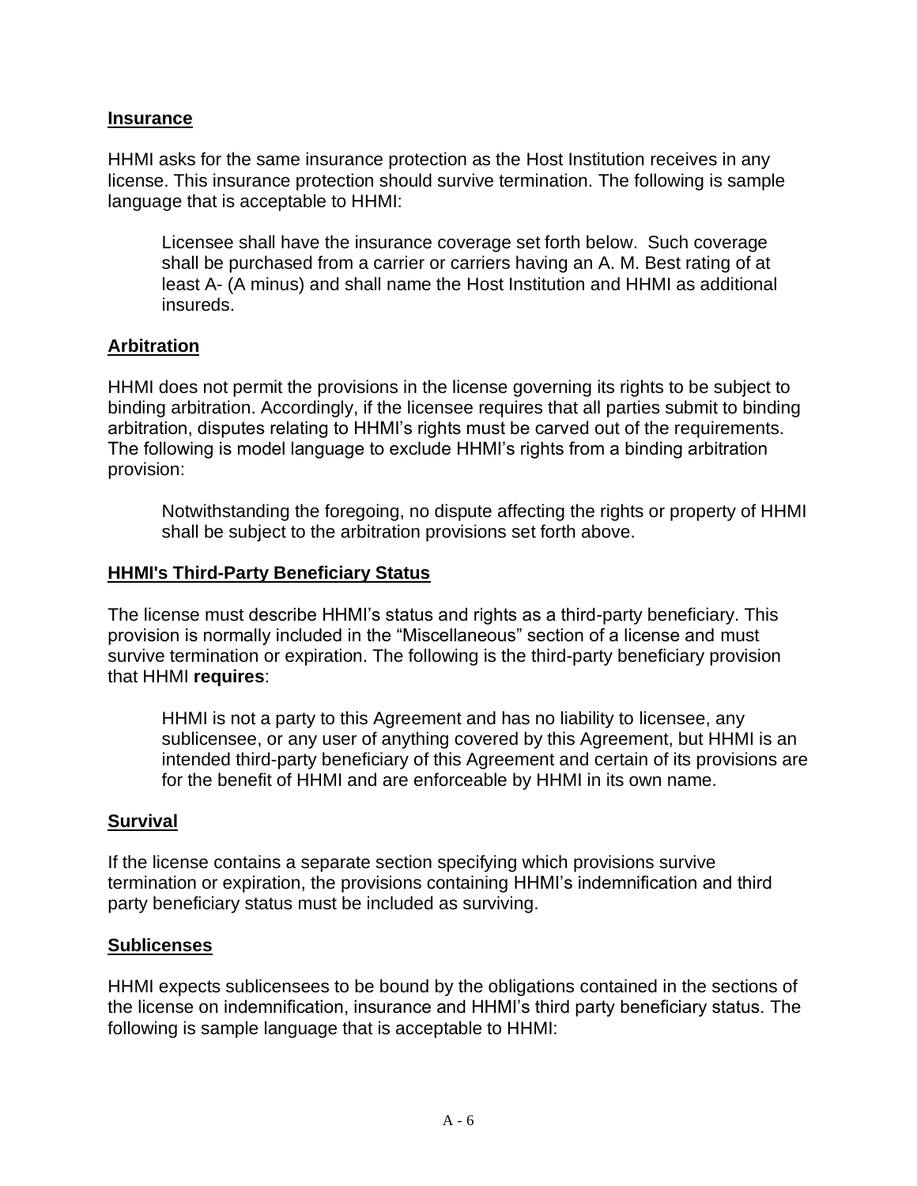**Insurance**

HHMI asks for the same insurance protection as the Host Institution receives in any license. This insurance protection should survive termination. The following is sample language that is acceptable to HHMI:

> Licensee shall have the insurance coverage set forth below. Such coverage shall be purchased from a carrier or carriers having an A. M. Best rating of at least A- (A minus) and shall name the Host Institution and HHMI as additional insureds.

**Arbitration**

HHMI does not permit the provisions in the license governing its rights to be subject to binding arbitration. Accordingly, if the licensee requires that all parties submit to binding arbitration, disputes relating to HHMI's rights must be carved out of the requirements. The following is model language to exclude HHMI's rights from a binding arbitration provision:

> Notwithstanding the foregoing, no dispute affecting the rights or property of HHMI shall be subject to the arbitration provisions set forth above.

**HHMI's Third-Party Beneficiary Status**

The license must describe HHMI's status and rights as a third-party beneficiary. This provision is normally included in the "Miscellaneous" section of a license and must survive termination or expiration. The following is the third-party beneficiary provision that HHMI **requires**:

> HHMI is not a party to this Agreement and has no liability to licensee, any sublicensee, or any user of anything covered by this Agreement, but HHMI is an intended third-party beneficiary of this Agreement and certain of its provisions are for the benefit of HHMI and are enforceable by HHMI in its own name.

**Survival**

If the license contains a separate section specifying which provisions survive termination or expiration, the provisions containing HHMI's indemnification and third party beneficiary status must be included as surviving.

**Sublicenses**

HHMI expects sublicensees to be bound by the obligations contained in the sections of the license on indemnification, insurance and HHMI's third party beneficiary status. The following is sample language that is acceptable to HHMI: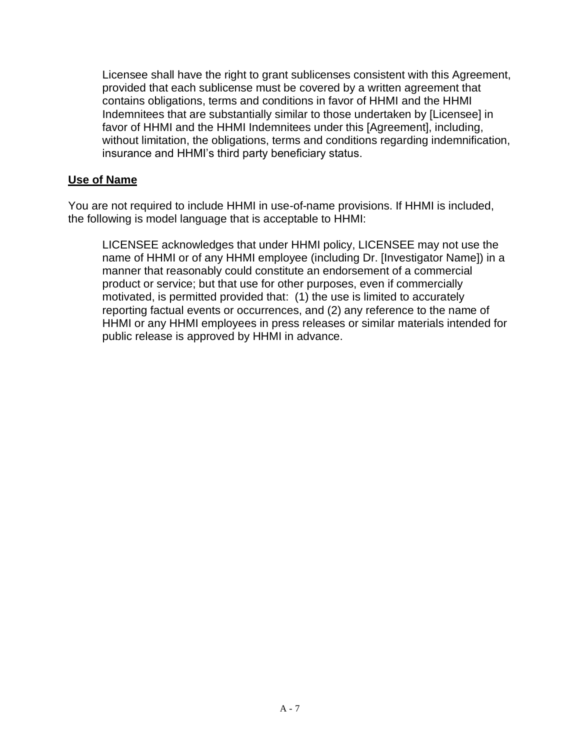> Licensee shall have the right to grant sublicenses consistent with this Agreement, provided that each sublicense must be covered by a written agreement that contains obligations, terms and conditions in favor of HHMI and the HHMI Indemnitees that are substantially similar to those undertaken by [Licensee] in favor of HHMI and the HHMI Indemnitees under this [Agreement], including, without limitation, the obligations, terms and conditions regarding indemnification, insurance and HHMI's third party beneficiary status.

**Use of Name**

You are not required to include HHMI in use-of-name provisions. If HHMI is included, the following is model language that is acceptable to HHMI:

> LICENSEE acknowledges that under HHMI policy, LICENSEE may not use the name of HHMI or of any HHMI employee (including Dr. [Investigator Name]) in a manner that reasonably could constitute an endorsement of a commercial product or service; but that use for other purposes, even if commercially motivated, is permitted provided that: (1) the use is limited to accurately reporting factual events or occurrences, and (2) any reference to the name of HHMI or any HHMI employees in press releases or similar materials intended for public release is approved by HHMI in advance.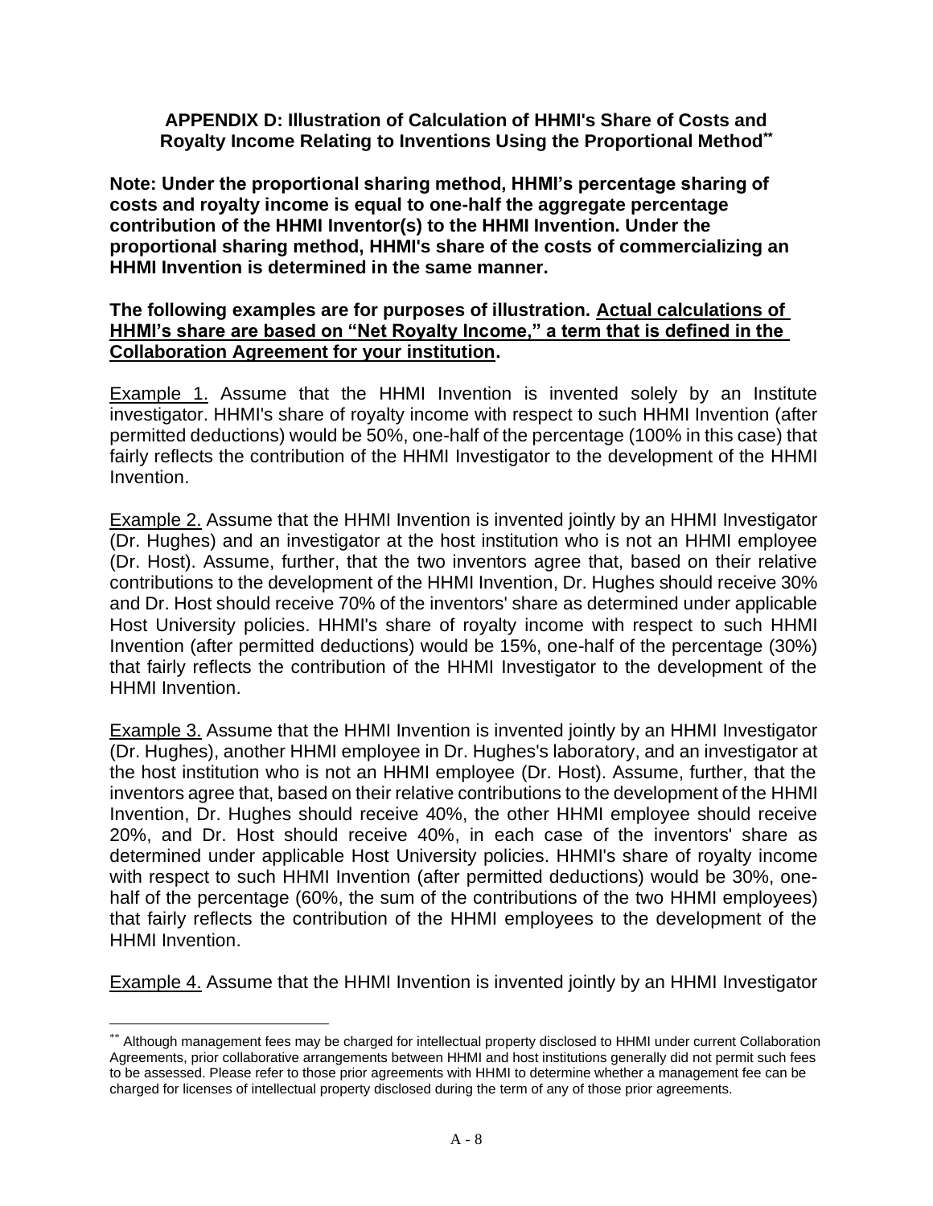## APPENDIX D: Illustration of Calculation of HHMI's Share of Costs and Royalty Income Relating to Inventions Using the Proportional Method**

**Note: Under the proportional sharing method, HHMI's percentage sharing of costs and royalty income is equal to one-half the aggregate percentage contribution of the HHMI Inventor(s) to the HHMI Invention. Under the proportional sharing method, HHMI's share of the costs of commercializing an HHMI Invention is determined in the same manner.**

**The following examples are for purposes of illustration. <u>Actual calculations of HHMI's share are based on "Net Royalty Income," a term that is defined in the Collaboration Agreement for your institution</u>.**

<u>Example 1.</u> Assume that the HHMI Invention is invented solely by an Institute investigator. HHMI's share of royalty income with respect to such HHMI Invention (after permitted deductions) would be 50%, one-half of the percentage (100% in this case) that fairly reflects the contribution of the HHMI Investigator to the development of the HHMI Invention.

<u>Example 2.</u> Assume that the HHMI Invention is invented jointly by an HHMI Investigator (Dr. Hughes) and an investigator at the host institution who is not an HHMI employee (Dr. Host). Assume, further, that the two inventors agree that, based on their relative contributions to the development of the HHMI Invention, Dr. Hughes should receive 30% and Dr. Host should receive 70% of the inventors' share as determined under applicable Host University policies. HHMI's share of royalty income with respect to such HHMI Invention (after permitted deductions) would be 15%, one-half of the percentage (30%) that fairly reflects the contribution of the HHMI Investigator to the development of the HHMI Invention.

<u>Example 3.</u> Assume that the HHMI Invention is invented jointly by an HHMI Investigator (Dr. Hughes), another HHMI employee in Dr. Hughes's laboratory, and an investigator at the host institution who is not an HHMI employee (Dr. Host). Assume, further, that the inventors agree that, based on their relative contributions to the development of the HHMI Invention, Dr. Hughes should receive 40%, the other HHMI employee should receive 20%, and Dr. Host should receive 40%, in each case of the inventors' share as determined under applicable Host University policies. HHMI's share of royalty income with respect to such HHMI Invention (after permitted deductions) would be 30%, one-half of the percentage (60%, the sum of the contributions of the two HHMI employees) that fairly reflects the contribution of the HHMI employees to the development of the HHMI Invention.

<u>Example 4.</u> Assume that the HHMI Invention is invented jointly by an HHMI Investigator

---

** Although management fees may be charged for intellectual property disclosed to HHMI under current Collaboration Agreements, prior collaborative arrangements between HHMI and host institutions generally did not permit such fees to be assessed. Please refer to those prior agreements with HHMI to determine whether a management fee can be charged for licenses of intellectual property disclosed during the term of any of those prior agreements.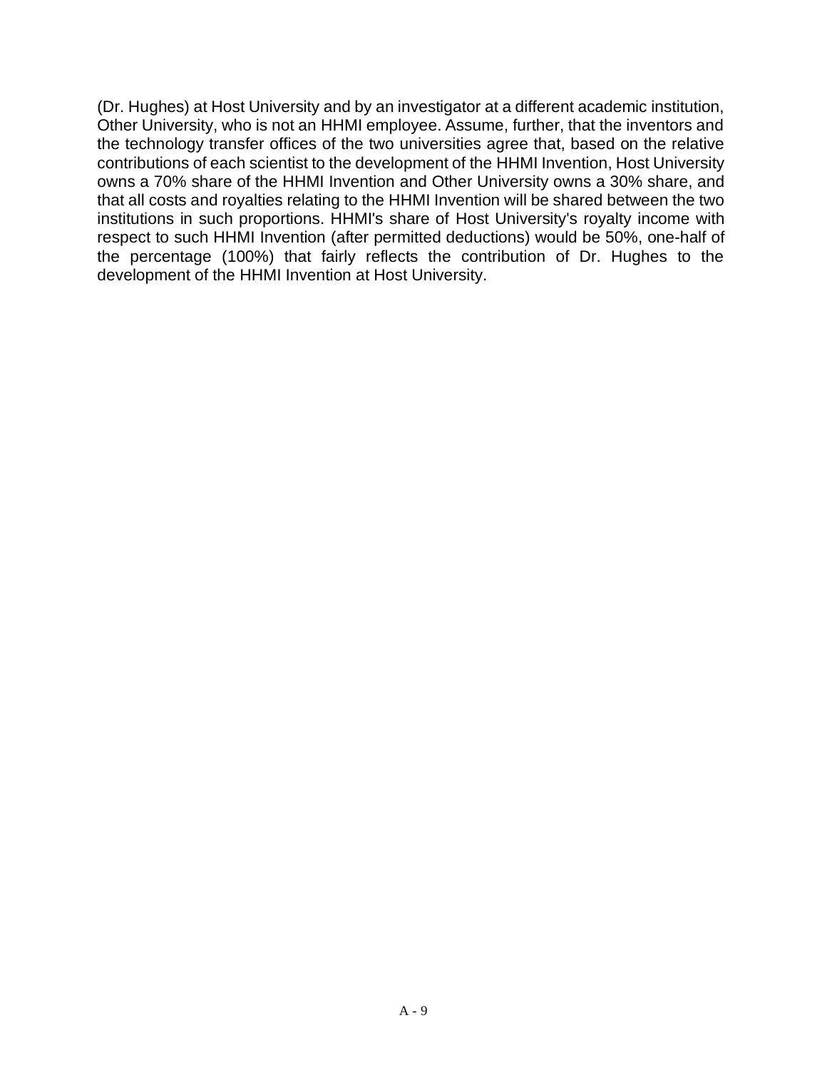(Dr. Hughes) at Host University and by an investigator at a different academic institution, Other University, who is not an HHMI employee. Assume, further, that the inventors and the technology transfer offices of the two universities agree that, based on the relative contributions of each scientist to the development of the HHMI Invention, Host University owns a 70% share of the HHMI Invention and Other University owns a 30% share, and that all costs and royalties relating to the HHMI Invention will be shared between the two institutions in such proportions. HHMI's share of Host University's royalty income with respect to such HHMI Invention (after permitted deductions) would be 50%, one-half of the percentage (100%) that fairly reflects the contribution of Dr. Hughes to the development of the HHMI Invention at Host University.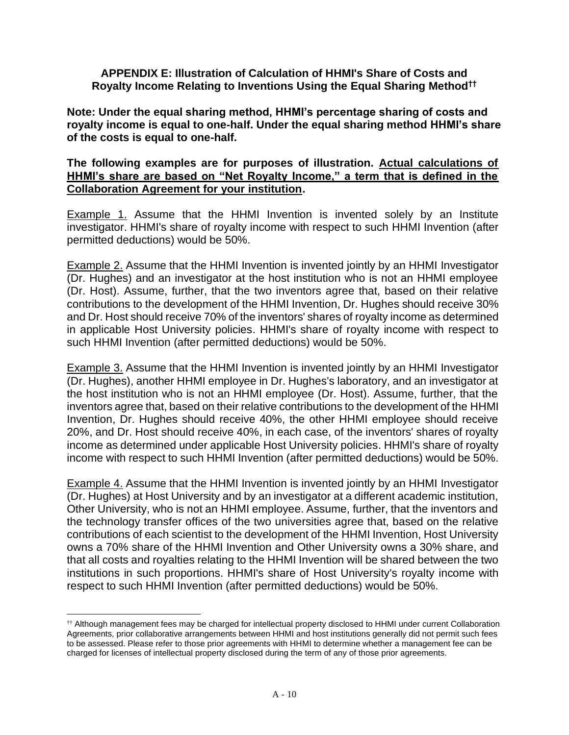## APPENDIX E: Illustration of Calculation of HHMI's Share of Costs and Royalty Income Relating to Inventions Using the Equal Sharing Method[††]

**Note: Under the equal sharing method, HHMI's percentage sharing of costs and royalty income is equal to one-half. Under the equal sharing method HHMI's share of the costs is equal to one-half.**

**The following examples are for purposes of illustration. <u>Actual calculations of HHMI's share are based on "Net Royalty Income," a term that is defined in the Collaboration Agreement for your institution</u>.**

<u>Example 1.</u> Assume that the HHMI Invention is invented solely by an Institute investigator. HHMI's share of royalty income with respect to such HHMI Invention (after permitted deductions) would be 50%.

<u>Example 2.</u> Assume that the HHMI Invention is invented jointly by an HHMI Investigator (Dr. Hughes) and an investigator at the host institution who is not an HHMI employee (Dr. Host). Assume, further, that the two inventors agree that, based on their relative contributions to the development of the HHMI Invention, Dr. Hughes should receive 30% and Dr. Host should receive 70% of the inventors' shares of royalty income as determined in applicable Host University policies. HHMI's share of royalty income with respect to such HHMI Invention (after permitted deductions) would be 50%.

<u>Example 3.</u> Assume that the HHMI Invention is invented jointly by an HHMI Investigator (Dr. Hughes), another HHMI employee in Dr. Hughes's laboratory, and an investigator at the host institution who is not an HHMI employee (Dr. Host). Assume, further, that the inventors agree that, based on their relative contributions to the development of the HHMI Invention, Dr. Hughes should receive 40%, the other HHMI employee should receive 20%, and Dr. Host should receive 40%, in each case, of the inventors' shares of royalty income as determined under applicable Host University policies. HHMI's share of royalty income with respect to such HHMI Invention (after permitted deductions) would be 50%.

<u>Example 4.</u> Assume that the HHMI Invention is invented jointly by an HHMI Investigator (Dr. Hughes) at Host University and by an investigator at a different academic institution, Other University, who is not an HHMI employee. Assume, further, that the inventors and the technology transfer offices of the two universities agree that, based on the relative contributions of each scientist to the development of the HHMI Invention, Host University owns a 70% share of the HHMI Invention and Other University owns a 30% share, and that all costs and royalties relating to the HHMI Invention will be shared between the two institutions in such proportions. HHMI's share of Host University's royalty income with respect to such HHMI Invention (after permitted deductions) would be 50%.

---

[††] Although management fees may be charged for intellectual property disclosed to HHMI under current Collaboration Agreements, prior collaborative arrangements between HHMI and host institutions generally did not permit such fees to be assessed. Please refer to those prior agreements with HHMI to determine whether a management fee can be charged for licenses of intellectual property disclosed during the term of any of those prior agreements.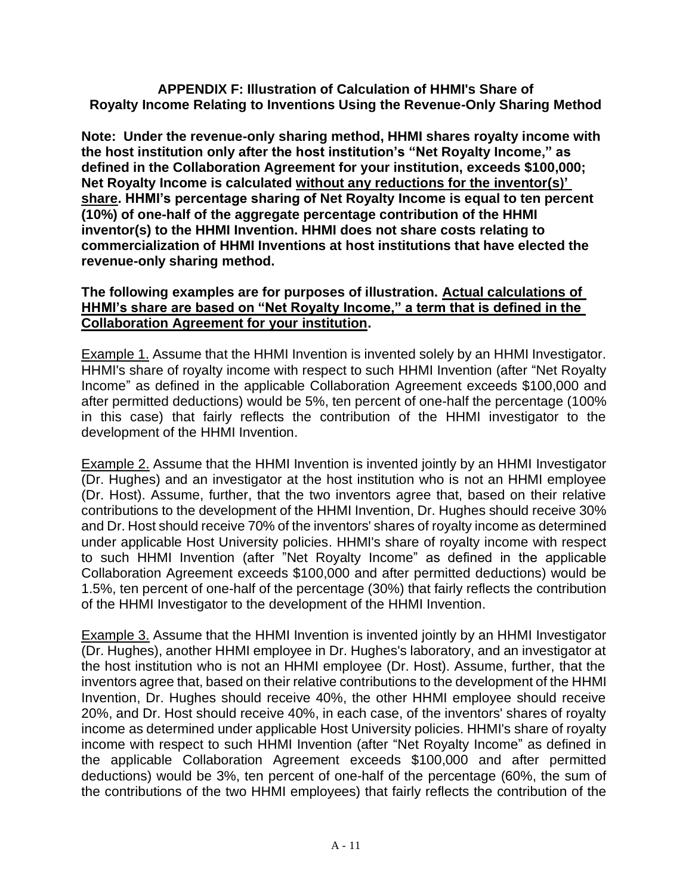## APPENDIX F: Illustration of Calculation of HHMI's Share of Royalty Income Relating to Inventions Using the Revenue-Only Sharing Method

**Note: Under the revenue-only sharing method, HHMI shares royalty income with the host institution only after the host institution's "Net Royalty Income," as defined in the Collaboration Agreement for your institution, exceeds $100,000; Net Royalty Income is calculated <u>without any reductions for the inventor(s)' share</u>. HHMI's percentage sharing of Net Royalty Income is equal to ten percent (10%) of one-half of the aggregate percentage contribution of the HHMI inventor(s) to the HHMI Invention. HHMI does not share costs relating to commercialization of HHMI Inventions at host institutions that have elected the revenue-only sharing method.**

**The following examples are for purposes of illustration. <u>Actual calculations of HHMI's share are based on "Net Royalty Income," a term that is defined in the Collaboration Agreement for your institution</u>.**

<u>Example 1.</u> Assume that the HHMI Invention is invented solely by an HHMI Investigator. HHMI's share of royalty income with respect to such HHMI Invention (after "Net Royalty Income" as defined in the applicable Collaboration Agreement exceeds $100,000 and after permitted deductions) would be 5%, ten percent of one-half the percentage (100% in this case) that fairly reflects the contribution of the HHMI investigator to the development of the HHMI Invention.

<u>Example 2.</u> Assume that the HHMI Invention is invented jointly by an HHMI Investigator (Dr. Hughes) and an investigator at the host institution who is not an HHMI employee (Dr. Host). Assume, further, that the two inventors agree that, based on their relative contributions to the development of the HHMI Invention, Dr. Hughes should receive 30% and Dr. Host should receive 70% of the inventors' shares of royalty income as determined under applicable Host University policies. HHMI's share of royalty income with respect to such HHMI Invention (after "Net Royalty Income" as defined in the applicable Collaboration Agreement exceeds $100,000 and after permitted deductions) would be 1.5%, ten percent of one-half of the percentage (30%) that fairly reflects the contribution of the HHMI Investigator to the development of the HHMI Invention.

<u>Example 3.</u> Assume that the HHMI Invention is invented jointly by an HHMI Investigator (Dr. Hughes), another HHMI employee in Dr. Hughes's laboratory, and an investigator at the host institution who is not an HHMI employee (Dr. Host). Assume, further, that the inventors agree that, based on their relative contributions to the development of the HHMI Invention, Dr. Hughes should receive 40%, the other HHMI employee should receive 20%, and Dr. Host should receive 40%, in each case, of the inventors' shares of royalty income as determined under applicable Host University policies. HHMI's share of royalty income with respect to such HHMI Invention (after "Net Royalty Income" as defined in the applicable Collaboration Agreement exceeds $100,000 and after permitted deductions) would be 3%, ten percent of one-half of the percentage (60%, the sum of the contributions of the two HHMI employees) that fairly reflects the contribution of the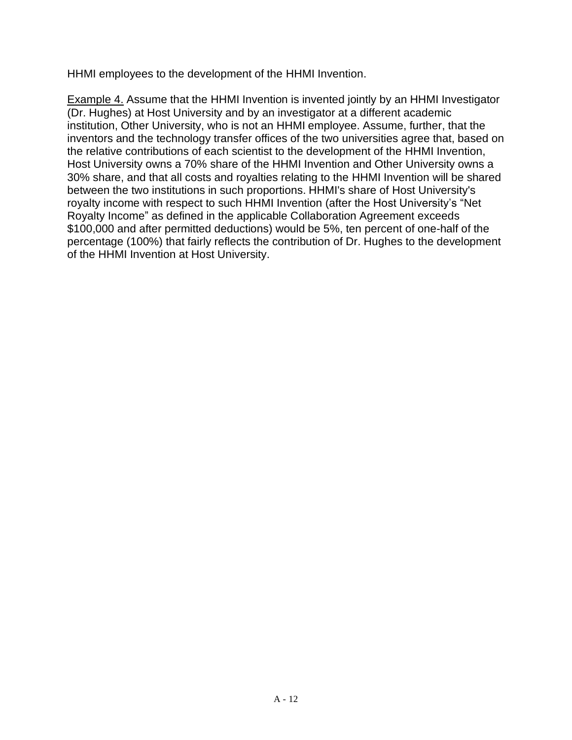HHMI employees to the development of the HHMI Invention.

Example 4. Assume that the HHMI Invention is invented jointly by an HHMI Investigator (Dr. Hughes) at Host University and by an investigator at a different academic institution, Other University, who is not an HHMI employee. Assume, further, that the inventors and the technology transfer offices of the two universities agree that, based on the relative contributions of each scientist to the development of the HHMI Invention, Host University owns a 70% share of the HHMI Invention and Other University owns a 30% share, and that all costs and royalties relating to the HHMI Invention will be shared between the two institutions in such proportions. HHMI's share of Host University's royalty income with respect to such HHMI Invention (after the Host University's "Net Royalty Income" as defined in the applicable Collaboration Agreement exceeds $100,000 and after permitted deductions) would be 5%, ten percent of one-half of the percentage (100%) that fairly reflects the contribution of Dr. Hughes to the development of the HHMI Invention at Host University.